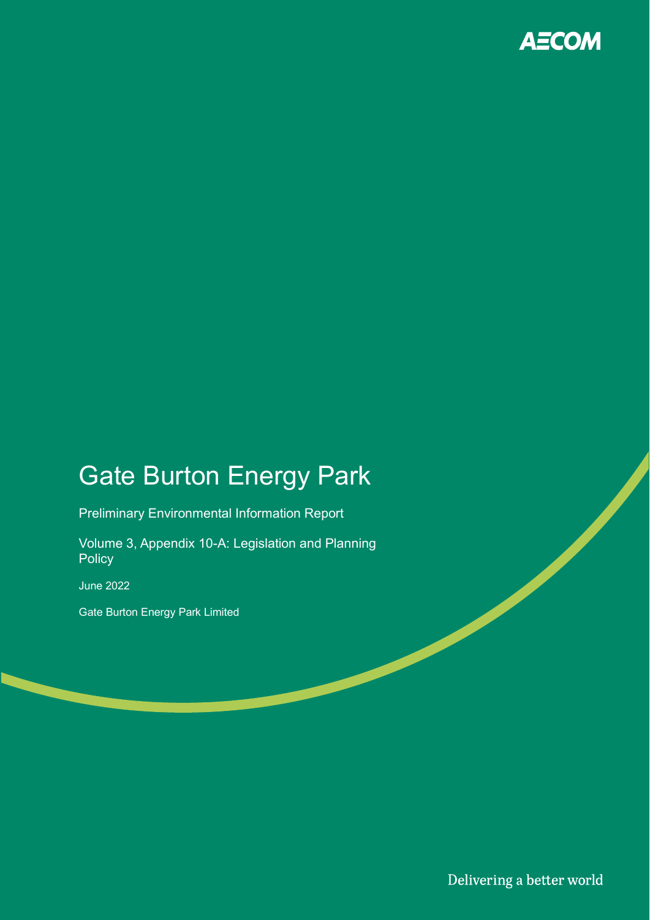AECOM

# Gate Burton Energy Park

Preliminary Environmental Information Report

Volume 3, Appendix 10-A: Legislation and Planning Policy

June 2022

Gate Burton Energy Park Limited

Delivering a better world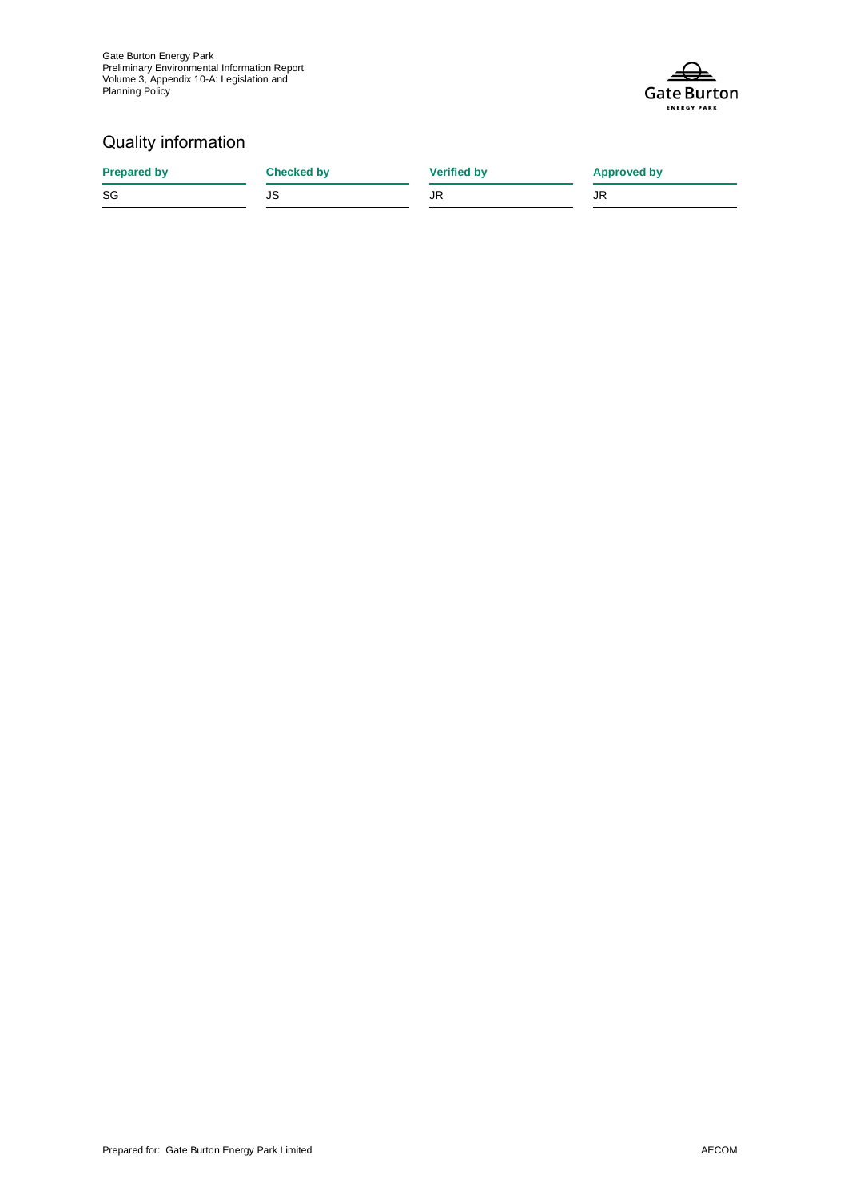## Quality information

| Prepared by | Checked by | Verified by | Approved by |
| --- | --- | --- | --- |
| SG | JS | JR | JR |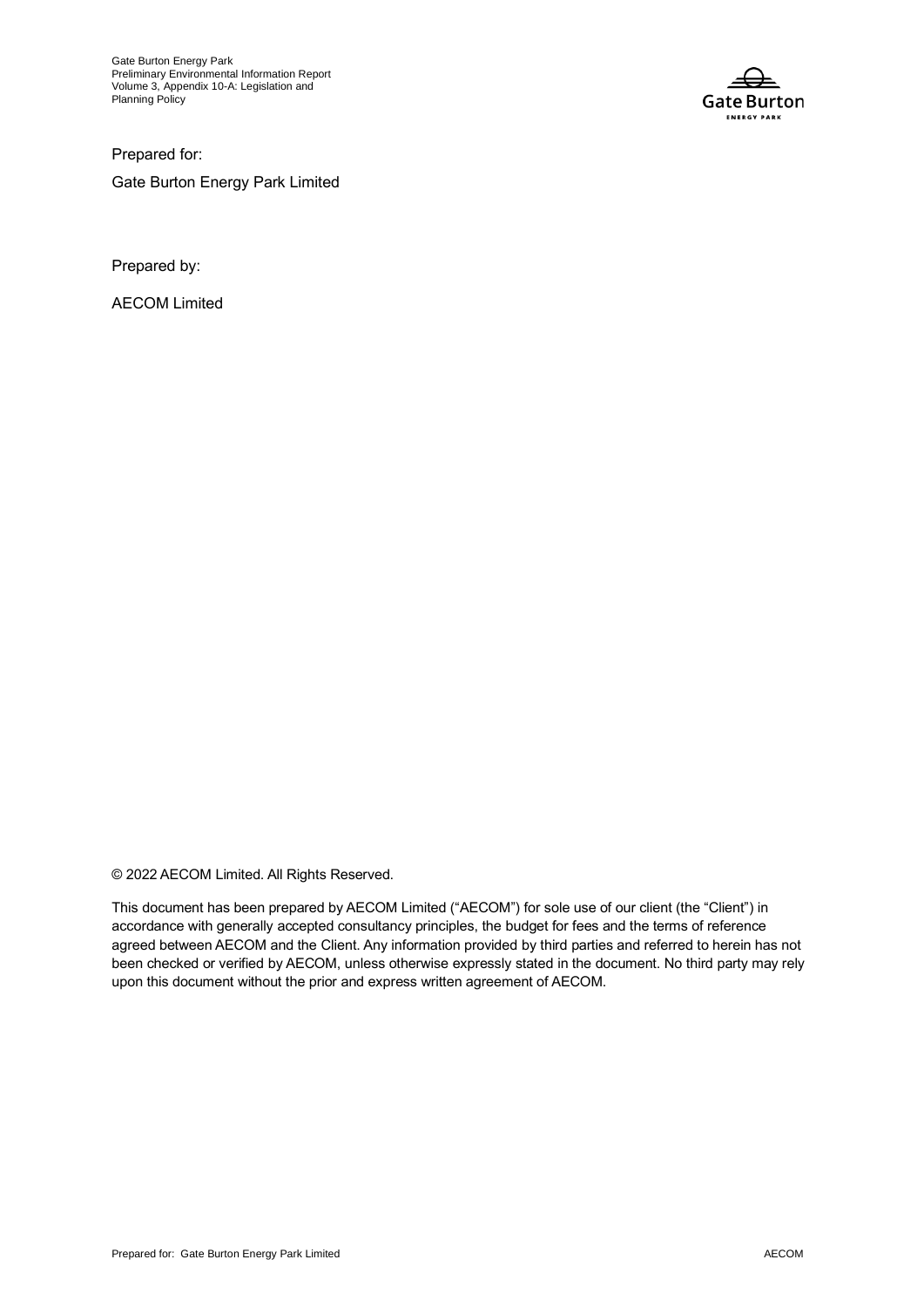Prepared for:

Gate Burton Energy Park Limited

Prepared by:

AECOM Limited

© 2022 AECOM Limited. All Rights Reserved.

This document has been prepared by AECOM Limited ("AECOM") for sole use of our client (the "Client") in accordance with generally accepted consultancy principles, the budget for fees and the terms of reference agreed between AECOM and the Client. Any information provided by third parties and referred to herein has not been checked or verified by AECOM, unless otherwise expressly stated in the document. No third party may rely upon this document without the prior and express written agreement of AECOM.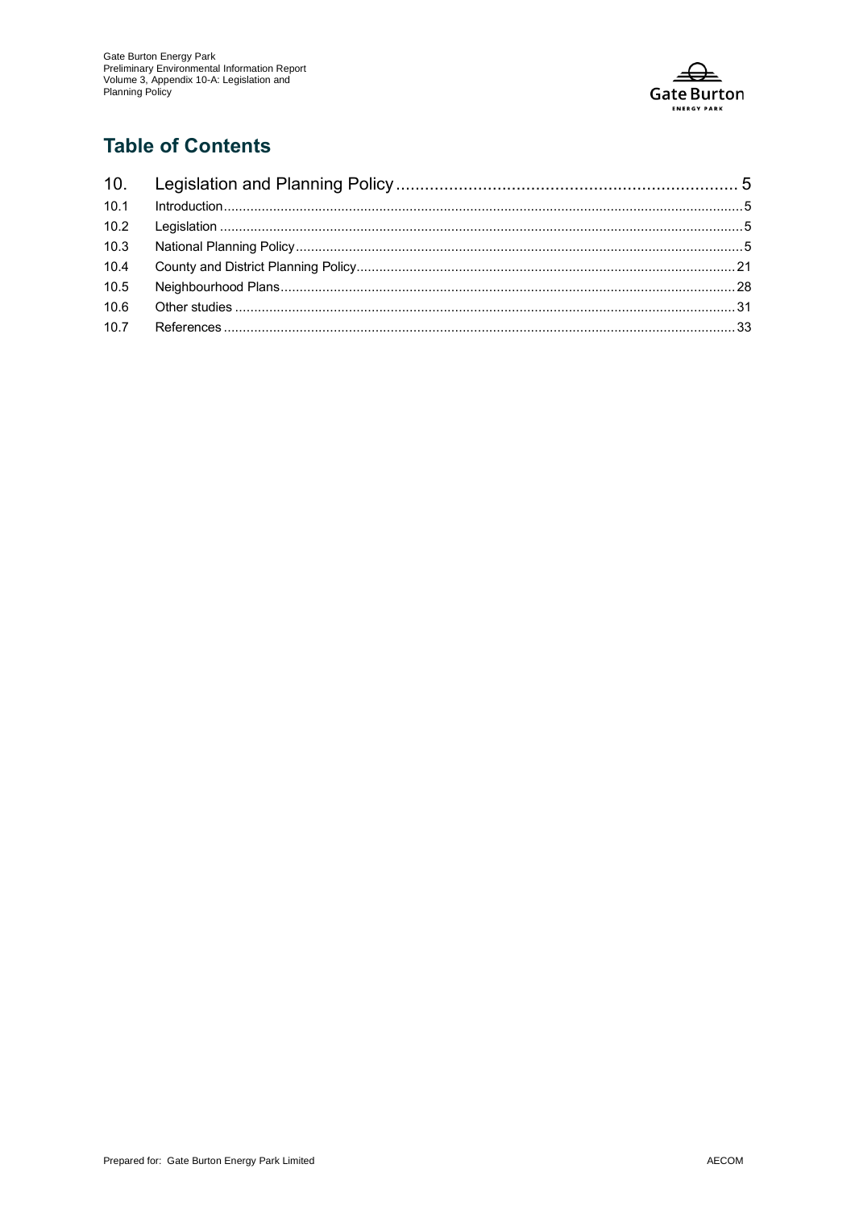## Table of Contents

| | | |
|---|---|---|
| 10. | Legislation and Planning Policy | 5 |
| 10.1 | Introduction | 5 |
| 10.2 | Legislation | 5 |
| 10.3 | National Planning Policy | 5 |
| 10.4 | County and District Planning Policy | 21 |
| 10.5 | Neighbourhood Plans | 28 |
| 10.6 | Other studies | 31 |
| 10.7 | References | 33 |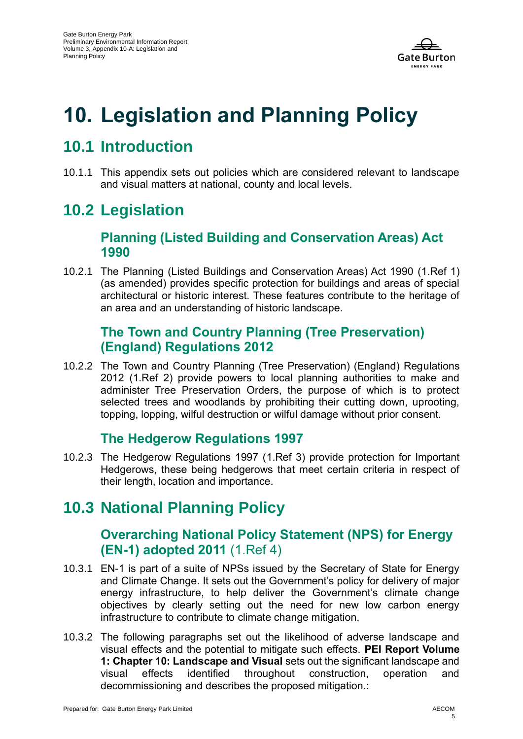# 10. Legislation and Planning Policy

## 10.1 Introduction

10.1.1 This appendix sets out policies which are considered relevant to landscape and visual matters at national, county and local levels.

## 10.2 Legislation

### Planning (Listed Building and Conservation Areas) Act 1990

10.2.1 The Planning (Listed Buildings and Conservation Areas) Act 1990 (1.Ref 1) (as amended) provides specific protection for buildings and areas of special architectural or historic interest. These features contribute to the heritage of an area and an understanding of historic landscape.

### The Town and Country Planning (Tree Preservation) (England) Regulations 2012

10.2.2 The Town and Country Planning (Tree Preservation) (England) Regulations 2012 (1.Ref 2) provide powers to local planning authorities to make and administer Tree Preservation Orders, the purpose of which is to protect selected trees and woodlands by prohibiting their cutting down, uprooting, topping, lopping, wilful destruction or wilful damage without prior consent.

### The Hedgerow Regulations 1997

10.2.3 The Hedgerow Regulations 1997 (1.Ref 3) provide protection for Important Hedgerows, these being hedgerows that meet certain criteria in respect of their length, location and importance.

## 10.3 National Planning Policy

### Overarching National Policy Statement (NPS) for Energy (EN-1) adopted 2011 (1.Ref 4)

10.3.1 EN-1 is part of a suite of NPSs issued by the Secretary of State for Energy and Climate Change. It sets out the Government's policy for delivery of major energy infrastructure, to help deliver the Government's climate change objectives by clearly setting out the need for new low carbon energy infrastructure to contribute to climate change mitigation.

10.3.2 The following paragraphs set out the likelihood of adverse landscape and visual effects and the potential to mitigate such effects. **PEI Report Volume 1: Chapter 10: Landscape and Visual** sets out the significant landscape and visual effects identified throughout construction, operation and decommissioning and describes the proposed mitigation.: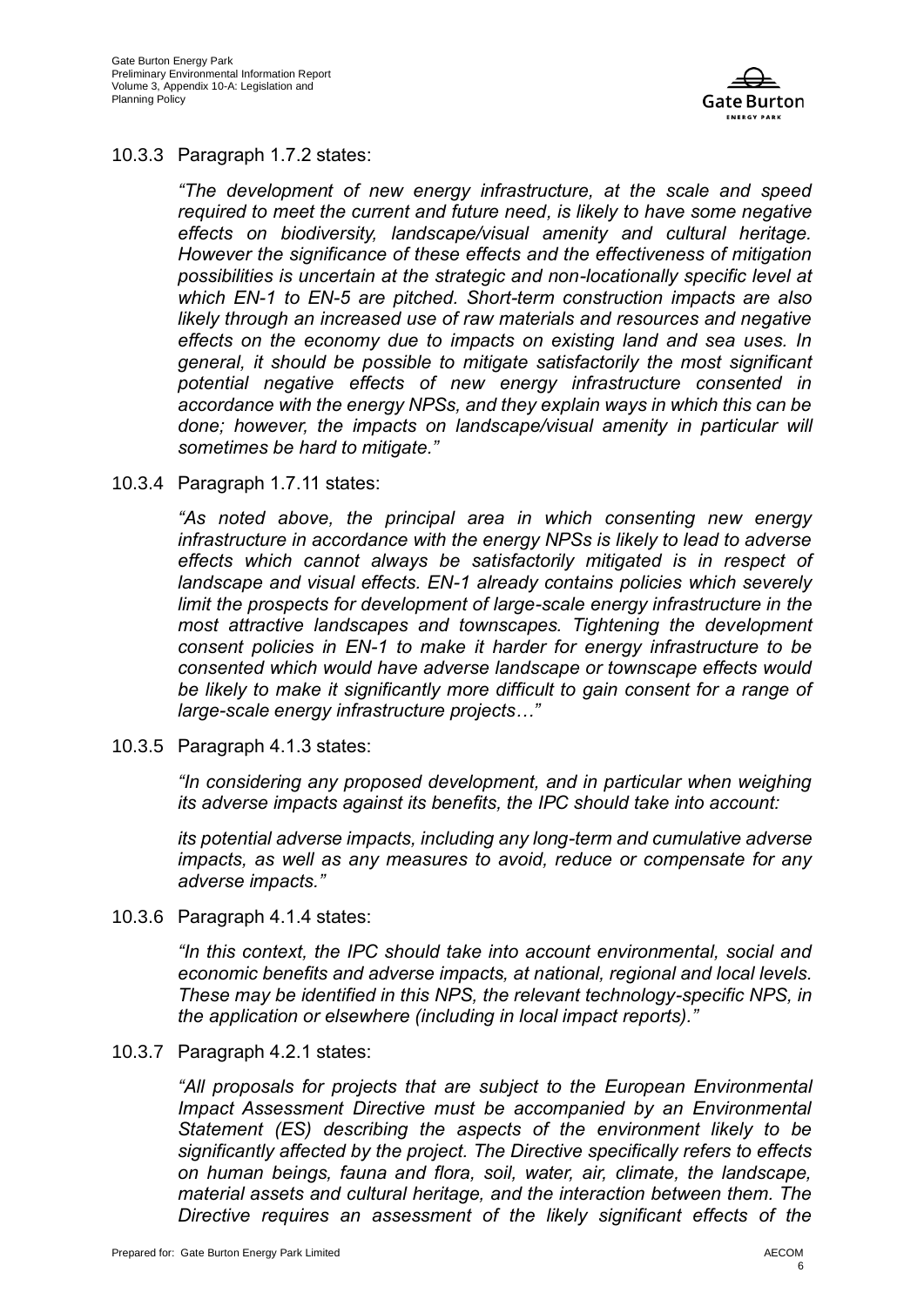10.3.3 Paragraph 1.7.2 states:

*"The development of new energy infrastructure, at the scale and speed required to meet the current and future need, is likely to have some negative effects on biodiversity, landscape/visual amenity and cultural heritage. However the significance of these effects and the effectiveness of mitigation possibilities is uncertain at the strategic and non-locationally specific level at which EN-1 to EN-5 are pitched. Short-term construction impacts are also likely through an increased use of raw materials and resources and negative effects on the economy due to impacts on existing land and sea uses. In general, it should be possible to mitigate satisfactorily the most significant potential negative effects of new energy infrastructure consented in accordance with the energy NPSs, and they explain ways in which this can be done; however, the impacts on landscape/visual amenity in particular will sometimes be hard to mitigate."*

10.3.4 Paragraph 1.7.11 states:

*"As noted above, the principal area in which consenting new energy infrastructure in accordance with the energy NPSs is likely to lead to adverse effects which cannot always be satisfactorily mitigated is in respect of landscape and visual effects. EN-1 already contains policies which severely limit the prospects for development of large-scale energy infrastructure in the most attractive landscapes and townscapes. Tightening the development consent policies in EN-1 to make it harder for energy infrastructure to be consented which would have adverse landscape or townscape effects would be likely to make it significantly more difficult to gain consent for a range of large-scale energy infrastructure projects…"*

10.3.5 Paragraph 4.1.3 states:

*"In considering any proposed development, and in particular when weighing its adverse impacts against its benefits, the IPC should take into account:*

*its potential adverse impacts, including any long-term and cumulative adverse impacts, as well as any measures to avoid, reduce or compensate for any adverse impacts."*

10.3.6 Paragraph 4.1.4 states:

*"In this context, the IPC should take into account environmental, social and economic benefits and adverse impacts, at national, regional and local levels. These may be identified in this NPS, the relevant technology-specific NPS, in the application or elsewhere (including in local impact reports)."*

10.3.7 Paragraph 4.2.1 states:

*"All proposals for projects that are subject to the European Environmental Impact Assessment Directive must be accompanied by an Environmental Statement (ES) describing the aspects of the environment likely to be significantly affected by the project. The Directive specifically refers to effects on human beings, fauna and flora, soil, water, air, climate, the landscape, material assets and cultural heritage, and the interaction between them. The Directive requires an assessment of the likely significant effects of the*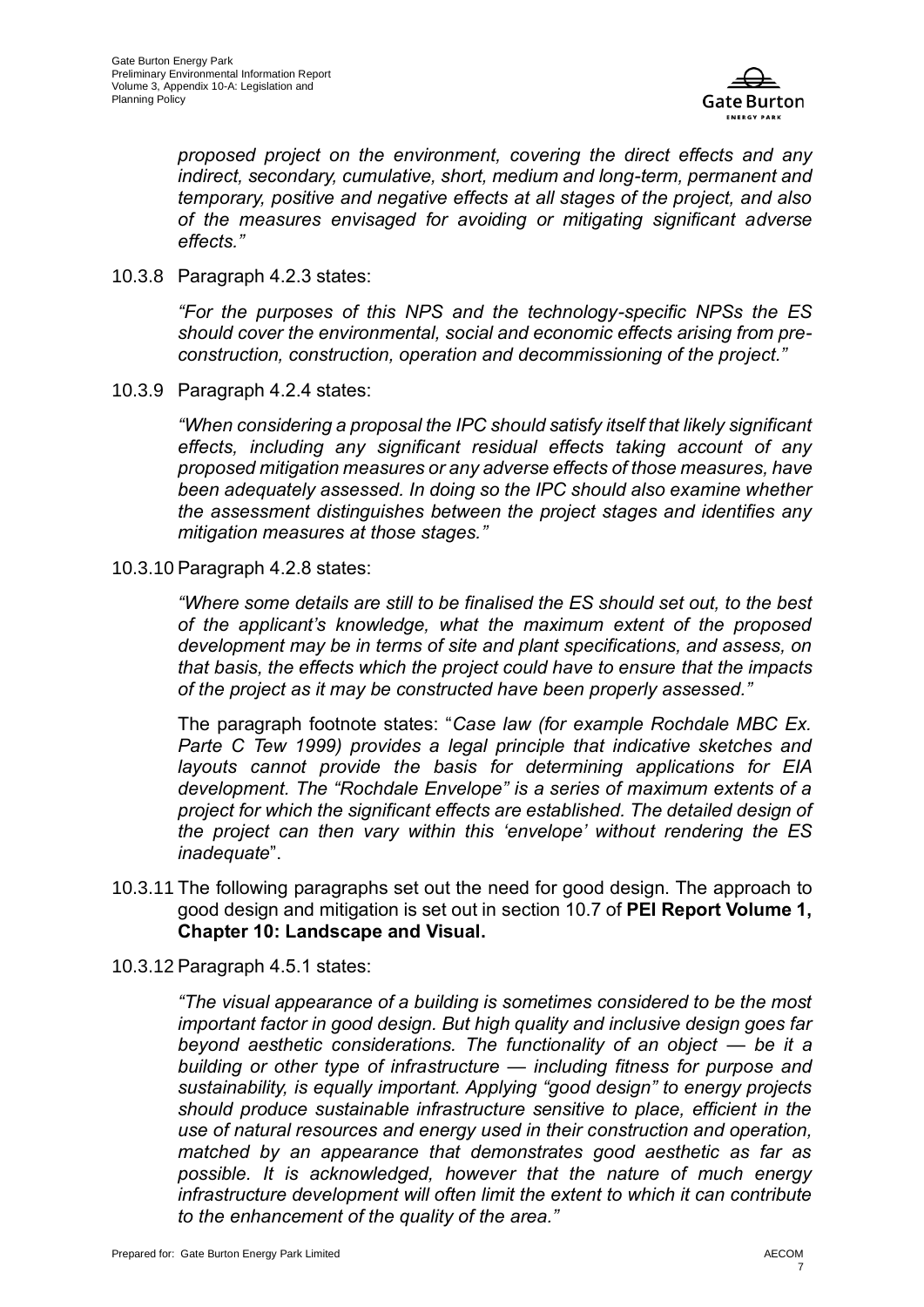*proposed project on the environment, covering the direct effects and any indirect, secondary, cumulative, short, medium and long-term, permanent and temporary, positive and negative effects at all stages of the project, and also of the measures envisaged for avoiding or mitigating significant adverse effects."*

10.3.8 Paragraph 4.2.3 states:

*"For the purposes of this NPS and the technology-specific NPSs the ES should cover the environmental, social and economic effects arising from pre-construction, construction, operation and decommissioning of the project."*

10.3.9 Paragraph 4.2.4 states:

*"When considering a proposal the IPC should satisfy itself that likely significant effects, including any significant residual effects taking account of any proposed mitigation measures or any adverse effects of those measures, have been adequately assessed. In doing so the IPC should also examine whether the assessment distinguishes between the project stages and identifies any mitigation measures at those stages."*

10.3.10 Paragraph 4.2.8 states:

*"Where some details are still to be finalised the ES should set out, to the best of the applicant's knowledge, what the maximum extent of the proposed development may be in terms of site and plant specifications, and assess, on that basis, the effects which the project could have to ensure that the impacts of the project as it may be constructed have been properly assessed."*

The paragraph footnote states: "*Case law (for example Rochdale MBC Ex. Parte C Tew 1999) provides a legal principle that indicative sketches and layouts cannot provide the basis for determining applications for EIA development. The "Rochdale Envelope" is a series of maximum extents of a project for which the significant effects are established. The detailed design of the project can then vary within this 'envelope' without rendering the ES inadequate*".

10.3.11 The following paragraphs set out the need for good design. The approach to good design and mitigation is set out in section 10.7 of **PEI Report Volume 1, Chapter 10: Landscape and Visual.**

10.3.12 Paragraph 4.5.1 states:

*"The visual appearance of a building is sometimes considered to be the most important factor in good design. But high quality and inclusive design goes far beyond aesthetic considerations. The functionality of an object — be it a building or other type of infrastructure — including fitness for purpose and sustainability, is equally important. Applying "good design" to energy projects should produce sustainable infrastructure sensitive to place, efficient in the use of natural resources and energy used in their construction and operation, matched by an appearance that demonstrates good aesthetic as far as possible. It is acknowledged, however that the nature of much energy infrastructure development will often limit the extent to which it can contribute to the enhancement of the quality of the area."*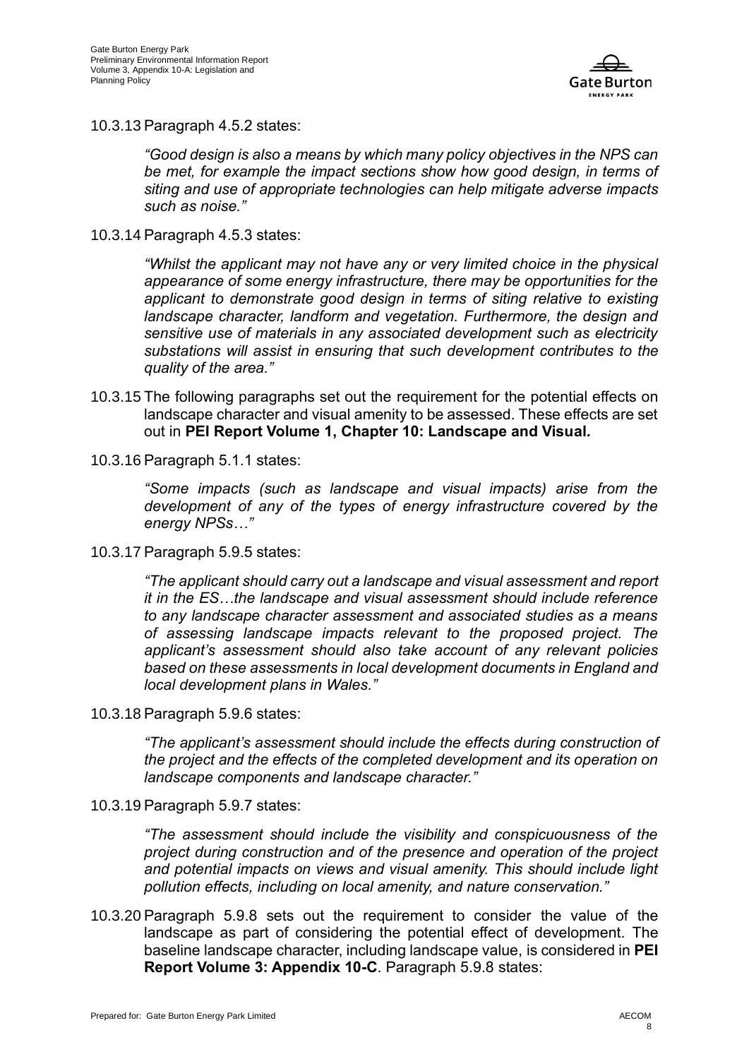10.3.13 Paragraph 4.5.2 states:

> *"Good design is also a means by which many policy objectives in the NPS can be met, for example the impact sections show how good design, in terms of siting and use of appropriate technologies can help mitigate adverse impacts such as noise."*

10.3.14 Paragraph 4.5.3 states:

> *"Whilst the applicant may not have any or very limited choice in the physical appearance of some energy infrastructure, there may be opportunities for the applicant to demonstrate good design in terms of siting relative to existing landscape character, landform and vegetation. Furthermore, the design and sensitive use of materials in any associated development such as electricity substations will assist in ensuring that such development contributes to the quality of the area."*

10.3.15 The following paragraphs set out the requirement for the potential effects on landscape character and visual amenity to be assessed. These effects are set out in **PEI Report Volume 1, Chapter 10: Landscape and Visual.**

10.3.16 Paragraph 5.1.1 states:

> *"Some impacts (such as landscape and visual impacts) arise from the development of any of the types of energy infrastructure covered by the energy NPSs…"*

10.3.17 Paragraph 5.9.5 states:

> *"The applicant should carry out a landscape and visual assessment and report it in the ES…the landscape and visual assessment should include reference to any landscape character assessment and associated studies as a means of assessing landscape impacts relevant to the proposed project. The applicant's assessment should also take account of any relevant policies based on these assessments in local development documents in England and local development plans in Wales."*

10.3.18 Paragraph 5.9.6 states:

> *"The applicant's assessment should include the effects during construction of the project and the effects of the completed development and its operation on landscape components and landscape character."*

10.3.19 Paragraph 5.9.7 states:

> *"The assessment should include the visibility and conspicuousness of the project during construction and of the presence and operation of the project and potential impacts on views and visual amenity. This should include light pollution effects, including on local amenity, and nature conservation."*

10.3.20 Paragraph 5.9.8 sets out the requirement to consider the value of the landscape as part of considering the potential effect of development. The baseline landscape character, including landscape value, is considered in **PEI Report Volume 3: Appendix 10-C**. Paragraph 5.9.8 states: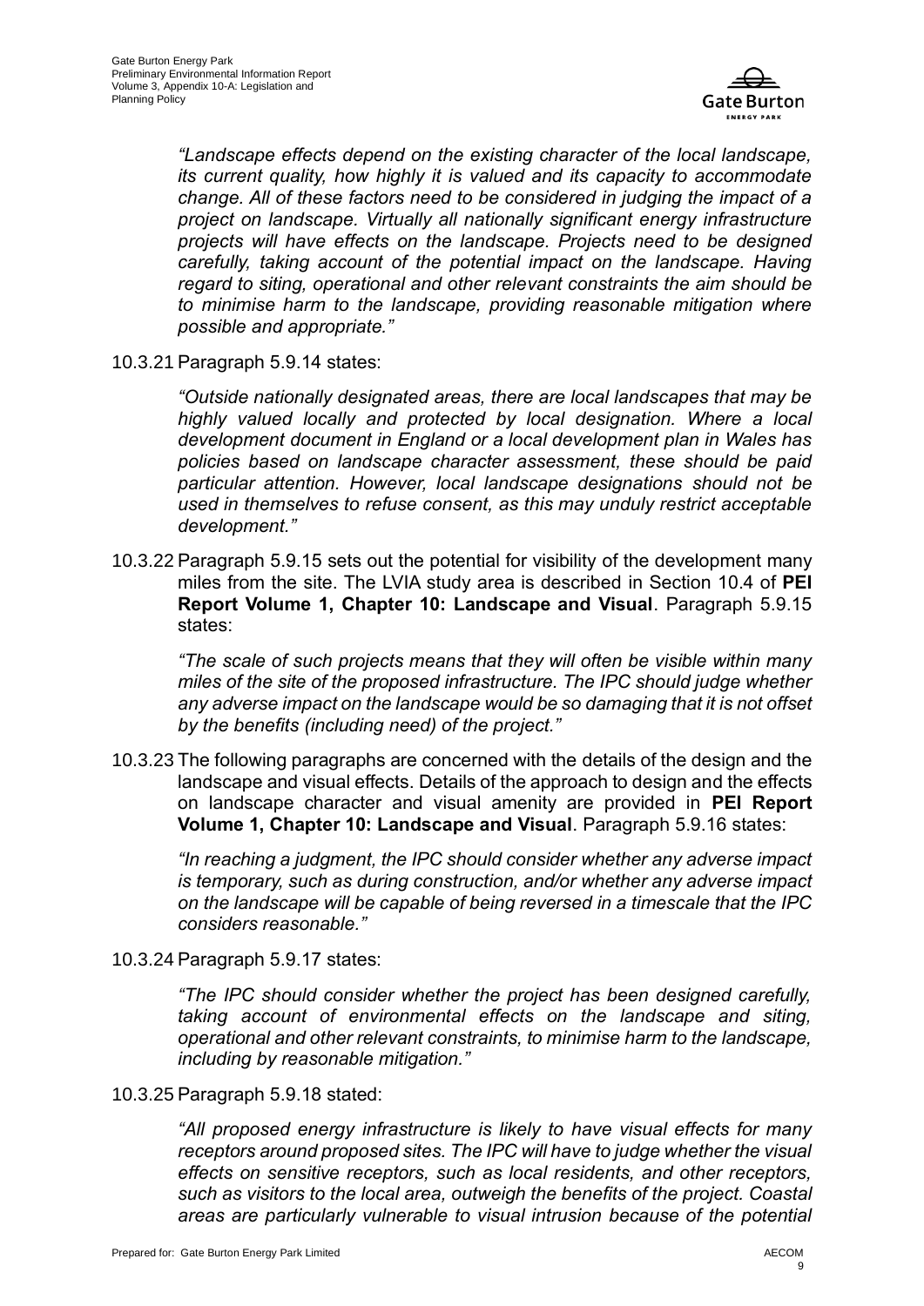*"Landscape effects depend on the existing character of the local landscape, its current quality, how highly it is valued and its capacity to accommodate change. All of these factors need to be considered in judging the impact of a project on landscape. Virtually all nationally significant energy infrastructure projects will have effects on the landscape. Projects need to be designed carefully, taking account of the potential impact on the landscape. Having regard to siting, operational and other relevant constraints the aim should be to minimise harm to the landscape, providing reasonable mitigation where possible and appropriate."*

10.3.21 Paragraph 5.9.14 states:

*"Outside nationally designated areas, there are local landscapes that may be highly valued locally and protected by local designation. Where a local development document in England or a local development plan in Wales has policies based on landscape character assessment, these should be paid particular attention. However, local landscape designations should not be used in themselves to refuse consent, as this may unduly restrict acceptable development."*

10.3.22 Paragraph 5.9.15 sets out the potential for visibility of the development many miles from the site. The LVIA study area is described in Section 10.4 of **PEI Report Volume 1, Chapter 10: Landscape and Visual**. Paragraph 5.9.15 states:

*"The scale of such projects means that they will often be visible within many miles of the site of the proposed infrastructure. The IPC should judge whether any adverse impact on the landscape would be so damaging that it is not offset by the benefits (including need) of the project."*

10.3.23 The following paragraphs are concerned with the details of the design and the landscape and visual effects. Details of the approach to design and the effects on landscape character and visual amenity are provided in **PEI Report Volume 1, Chapter 10: Landscape and Visual**. Paragraph 5.9.16 states:

*"In reaching a judgment, the IPC should consider whether any adverse impact is temporary, such as during construction, and/or whether any adverse impact on the landscape will be capable of being reversed in a timescale that the IPC considers reasonable."*

10.3.24 Paragraph 5.9.17 states:

*"The IPC should consider whether the project has been designed carefully, taking account of environmental effects on the landscape and siting, operational and other relevant constraints, to minimise harm to the landscape, including by reasonable mitigation."*

10.3.25 Paragraph 5.9.18 stated:

*"All proposed energy infrastructure is likely to have visual effects for many receptors around proposed sites. The IPC will have to judge whether the visual effects on sensitive receptors, such as local residents, and other receptors, such as visitors to the local area, outweigh the benefits of the project. Coastal areas are particularly vulnerable to visual intrusion because of the potential*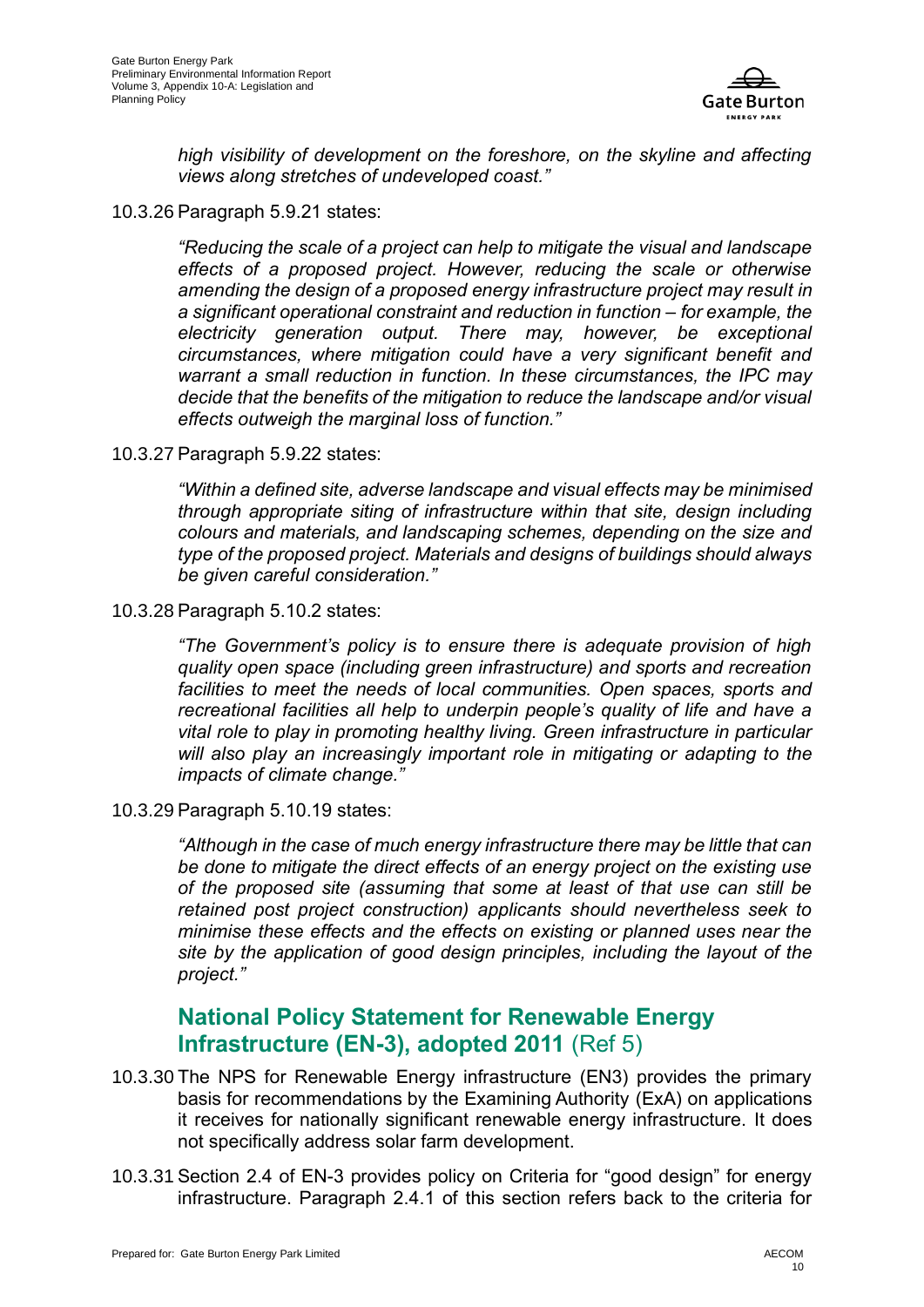*high visibility of development on the foreshore, on the skyline and affecting views along stretches of undeveloped coast."*

10.3.26 Paragraph 5.9.21 states:

> *"Reducing the scale of a project can help to mitigate the visual and landscape effects of a proposed project. However, reducing the scale or otherwise amending the design of a proposed energy infrastructure project may result in a significant operational constraint and reduction in function – for example, the electricity generation output. There may, however, be exceptional circumstances, where mitigation could have a very significant benefit and warrant a small reduction in function. In these circumstances, the IPC may decide that the benefits of the mitigation to reduce the landscape and/or visual effects outweigh the marginal loss of function."*

10.3.27 Paragraph 5.9.22 states:

> *"Within a defined site, adverse landscape and visual effects may be minimised through appropriate siting of infrastructure within that site, design including colours and materials, and landscaping schemes, depending on the size and type of the proposed project. Materials and designs of buildings should always be given careful consideration."*

10.3.28 Paragraph 5.10.2 states:

> *"The Government's policy is to ensure there is adequate provision of high quality open space (including green infrastructure) and sports and recreation facilities to meet the needs of local communities. Open spaces, sports and recreational facilities all help to underpin people's quality of life and have a vital role to play in promoting healthy living. Green infrastructure in particular will also play an increasingly important role in mitigating or adapting to the impacts of climate change."*

10.3.29 Paragraph 5.10.19 states:

> *"Although in the case of much energy infrastructure there may be little that can be done to mitigate the direct effects of an energy project on the existing use of the proposed site (assuming that some at least of that use can still be retained post project construction) applicants should nevertheless seek to minimise these effects and the effects on existing or planned uses near the site by the application of good design principles, including the layout of the project."*

## **National Policy Statement for Renewable Energy Infrastructure (EN-3), adopted 2011** (Ref 5)

10.3.30 The NPS for Renewable Energy infrastructure (EN3) provides the primary basis for recommendations by the Examining Authority (ExA) on applications it receives for nationally significant renewable energy infrastructure. It does not specifically address solar farm development.

10.3.31 Section 2.4 of EN-3 provides policy on Criteria for "good design" for energy infrastructure. Paragraph 2.4.1 of this section refers back to the criteria for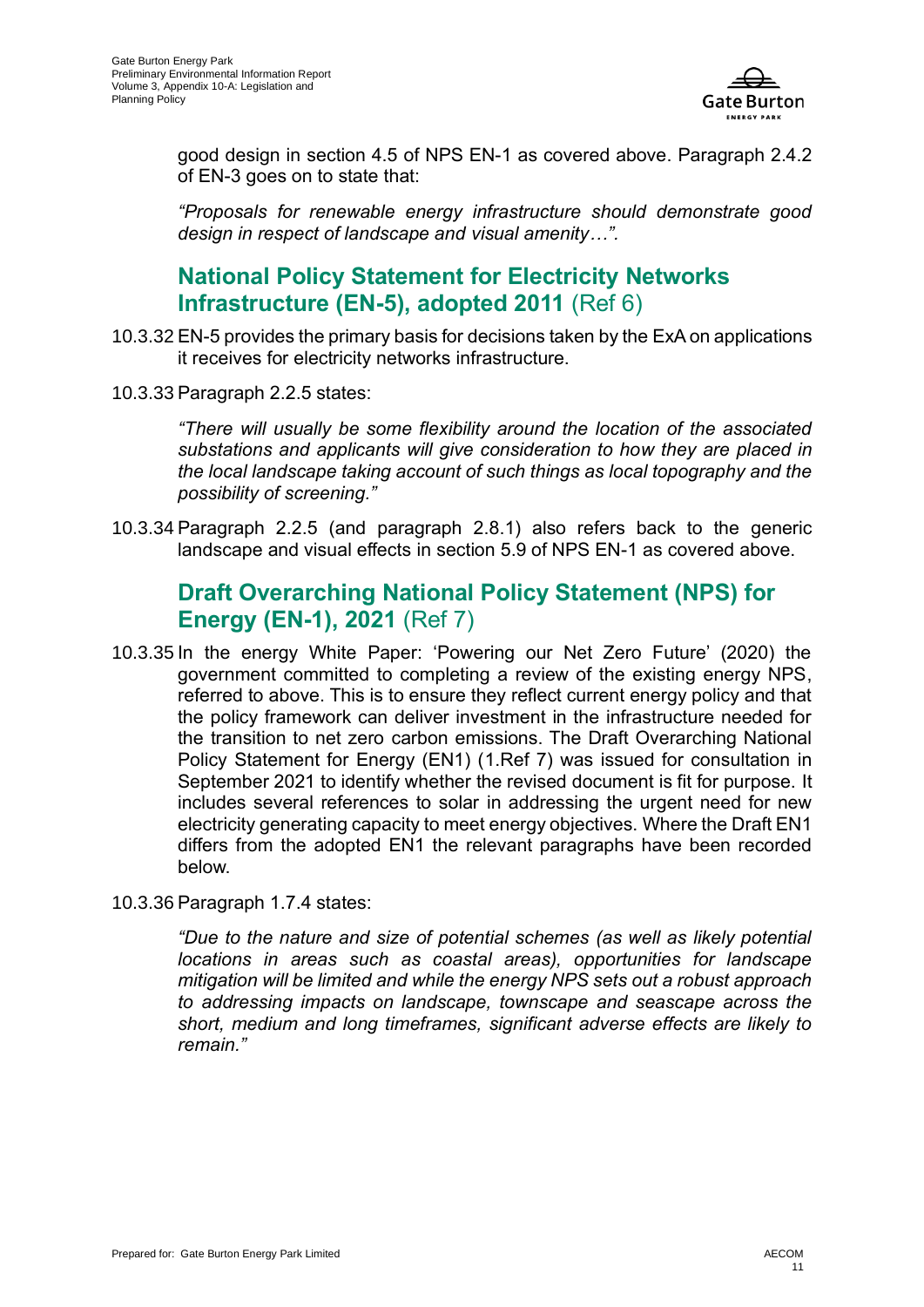good design in section 4.5 of NPS EN-1 as covered above. Paragraph 2.4.2 of EN-3 goes on to state that:

*"Proposals for renewable energy infrastructure should demonstrate good design in respect of landscape and visual amenity…".*

## **National Policy Statement for Electricity Networks Infrastructure (EN-5), adopted 2011** (Ref 6)

10.3.32 EN-5 provides the primary basis for decisions taken by the ExA on applications it receives for electricity networks infrastructure.

10.3.33 Paragraph 2.2.5 states:

*"There will usually be some flexibility around the location of the associated substations and applicants will give consideration to how they are placed in the local landscape taking account of such things as local topography and the possibility of screening."*

10.3.34 Paragraph 2.2.5 (and paragraph 2.8.1) also refers back to the generic landscape and visual effects in section 5.9 of NPS EN-1 as covered above.

## **Draft Overarching National Policy Statement (NPS) for Energy (EN-1), 2021** (Ref 7)

10.3.35 In the energy White Paper: 'Powering our Net Zero Future' (2020) the government committed to completing a review of the existing energy NPS, referred to above. This is to ensure they reflect current energy policy and that the policy framework can deliver investment in the infrastructure needed for the transition to net zero carbon emissions. The Draft Overarching National Policy Statement for Energy (EN1) (1.Ref 7) was issued for consultation in September 2021 to identify whether the revised document is fit for purpose. It includes several references to solar in addressing the urgent need for new electricity generating capacity to meet energy objectives. Where the Draft EN1 differs from the adopted EN1 the relevant paragraphs have been recorded below.

10.3.36 Paragraph 1.7.4 states:

*"Due to the nature and size of potential schemes (as well as likely potential locations in areas such as coastal areas), opportunities for landscape mitigation will be limited and while the energy NPS sets out a robust approach to addressing impacts on landscape, townscape and seascape across the short, medium and long timeframes, significant adverse effects are likely to remain."*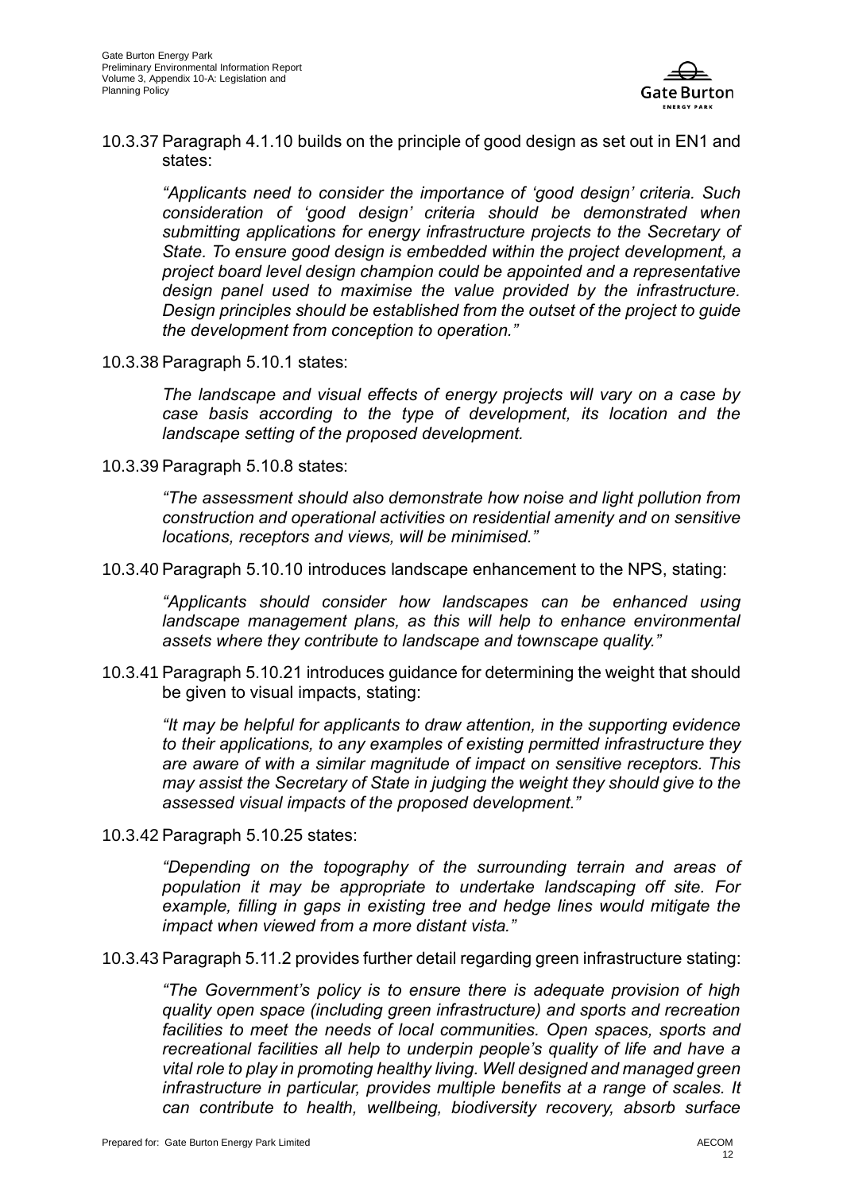10.3.37 Paragraph 4.1.10 builds on the principle of good design as set out in EN1 and states:

> *"Applicants need to consider the importance of 'good design' criteria. Such consideration of 'good design' criteria should be demonstrated when submitting applications for energy infrastructure projects to the Secretary of State. To ensure good design is embedded within the project development, a project board level design champion could be appointed and a representative design panel used to maximise the value provided by the infrastructure. Design principles should be established from the outset of the project to guide the development from conception to operation."*

10.3.38 Paragraph 5.10.1 states:

> *The landscape and visual effects of energy projects will vary on a case by case basis according to the type of development, its location and the landscape setting of the proposed development.*

10.3.39 Paragraph 5.10.8 states:

> *"The assessment should also demonstrate how noise and light pollution from construction and operational activities on residential amenity and on sensitive locations, receptors and views, will be minimised."*

10.3.40 Paragraph 5.10.10 introduces landscape enhancement to the NPS, stating:

> *"Applicants should consider how landscapes can be enhanced using landscape management plans, as this will help to enhance environmental assets where they contribute to landscape and townscape quality."*

10.3.41 Paragraph 5.10.21 introduces guidance for determining the weight that should be given to visual impacts, stating:

> *"It may be helpful for applicants to draw attention, in the supporting evidence to their applications, to any examples of existing permitted infrastructure they are aware of with a similar magnitude of impact on sensitive receptors. This may assist the Secretary of State in judging the weight they should give to the assessed visual impacts of the proposed development."*

10.3.42 Paragraph 5.10.25 states:

> *"Depending on the topography of the surrounding terrain and areas of population it may be appropriate to undertake landscaping off site. For example, filling in gaps in existing tree and hedge lines would mitigate the impact when viewed from a more distant vista."*

10.3.43 Paragraph 5.11.2 provides further detail regarding green infrastructure stating:

> *"The Government's policy is to ensure there is adequate provision of high quality open space (including green infrastructure) and sports and recreation facilities to meet the needs of local communities. Open spaces, sports and recreational facilities all help to underpin people's quality of life and have a vital role to play in promoting healthy living. Well designed and managed green infrastructure in particular, provides multiple benefits at a range of scales. It can contribute to health, wellbeing, biodiversity recovery, absorb surface*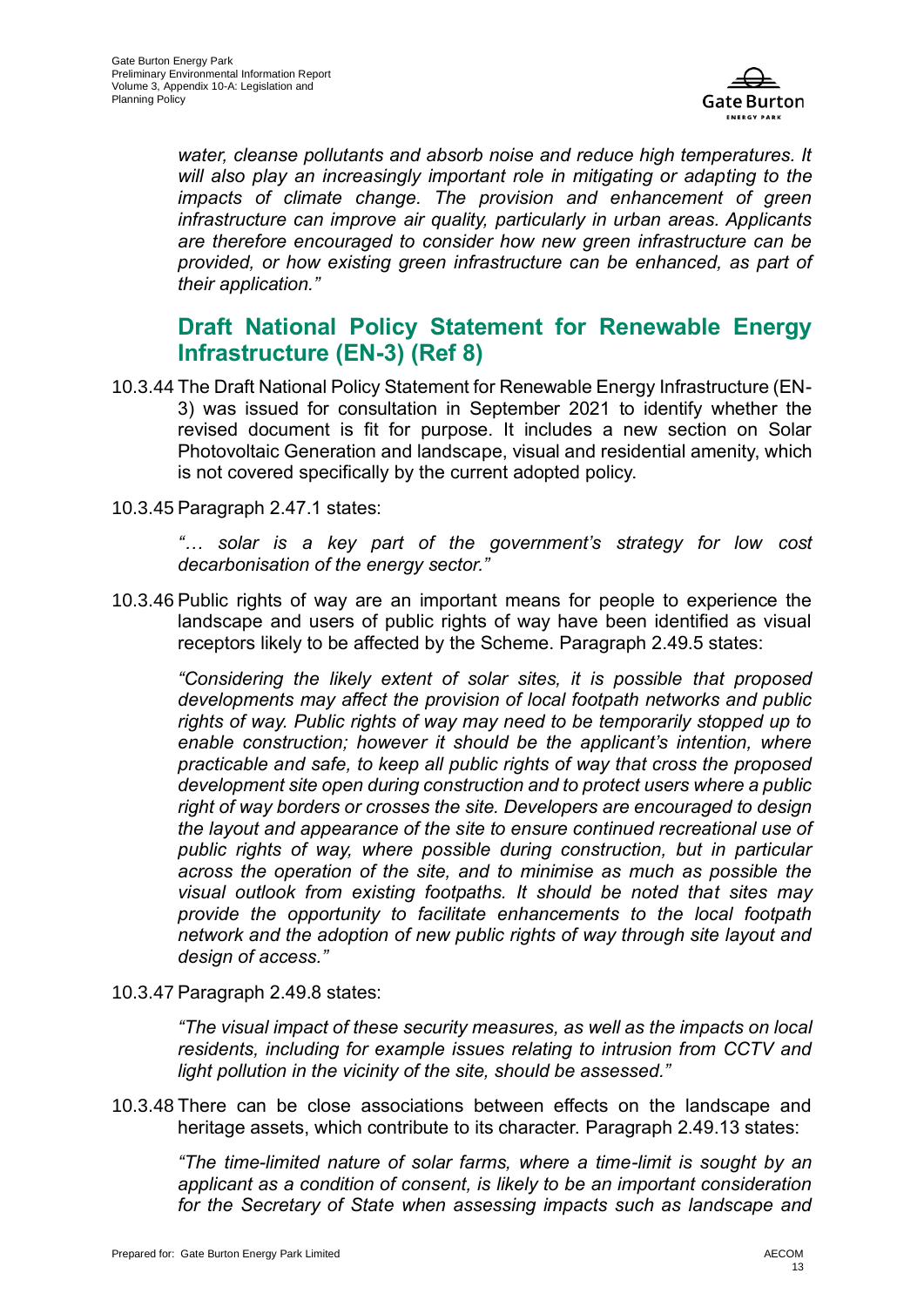*water, cleanse pollutants and absorb noise and reduce high temperatures. It will also play an increasingly important role in mitigating or adapting to the impacts of climate change. The provision and enhancement of green infrastructure can improve air quality, particularly in urban areas. Applicants are therefore encouraged to consider how new green infrastructure can be provided, or how existing green infrastructure can be enhanced, as part of their application."*

## Draft National Policy Statement for Renewable Energy Infrastructure (EN-3) (Ref 8)

10.3.44 The Draft National Policy Statement for Renewable Energy Infrastructure (EN-3) was issued for consultation in September 2021 to identify whether the revised document is fit for purpose. It includes a new section on Solar Photovoltaic Generation and landscape, visual and residential amenity, which is not covered specifically by the current adopted policy.

10.3.45 Paragraph 2.47.1 states:

*"… solar is a key part of the government's strategy for low cost decarbonisation of the energy sector."*

10.3.46 Public rights of way are an important means for people to experience the landscape and users of public rights of way have been identified as visual receptors likely to be affected by the Scheme. Paragraph 2.49.5 states:

*"Considering the likely extent of solar sites, it is possible that proposed developments may affect the provision of local footpath networks and public rights of way. Public rights of way may need to be temporarily stopped up to enable construction; however it should be the applicant's intention, where practicable and safe, to keep all public rights of way that cross the proposed development site open during construction and to protect users where a public right of way borders or crosses the site. Developers are encouraged to design the layout and appearance of the site to ensure continued recreational use of public rights of way, where possible during construction, but in particular across the operation of the site, and to minimise as much as possible the visual outlook from existing footpaths. It should be noted that sites may provide the opportunity to facilitate enhancements to the local footpath network and the adoption of new public rights of way through site layout and design of access."*

10.3.47 Paragraph 2.49.8 states:

*"The visual impact of these security measures, as well as the impacts on local residents, including for example issues relating to intrusion from CCTV and light pollution in the vicinity of the site, should be assessed."*

10.3.48 There can be close associations between effects on the landscape and heritage assets, which contribute to its character. Paragraph 2.49.13 states:

*"The time-limited nature of solar farms, where a time-limit is sought by an applicant as a condition of consent, is likely to be an important consideration for the Secretary of State when assessing impacts such as landscape and*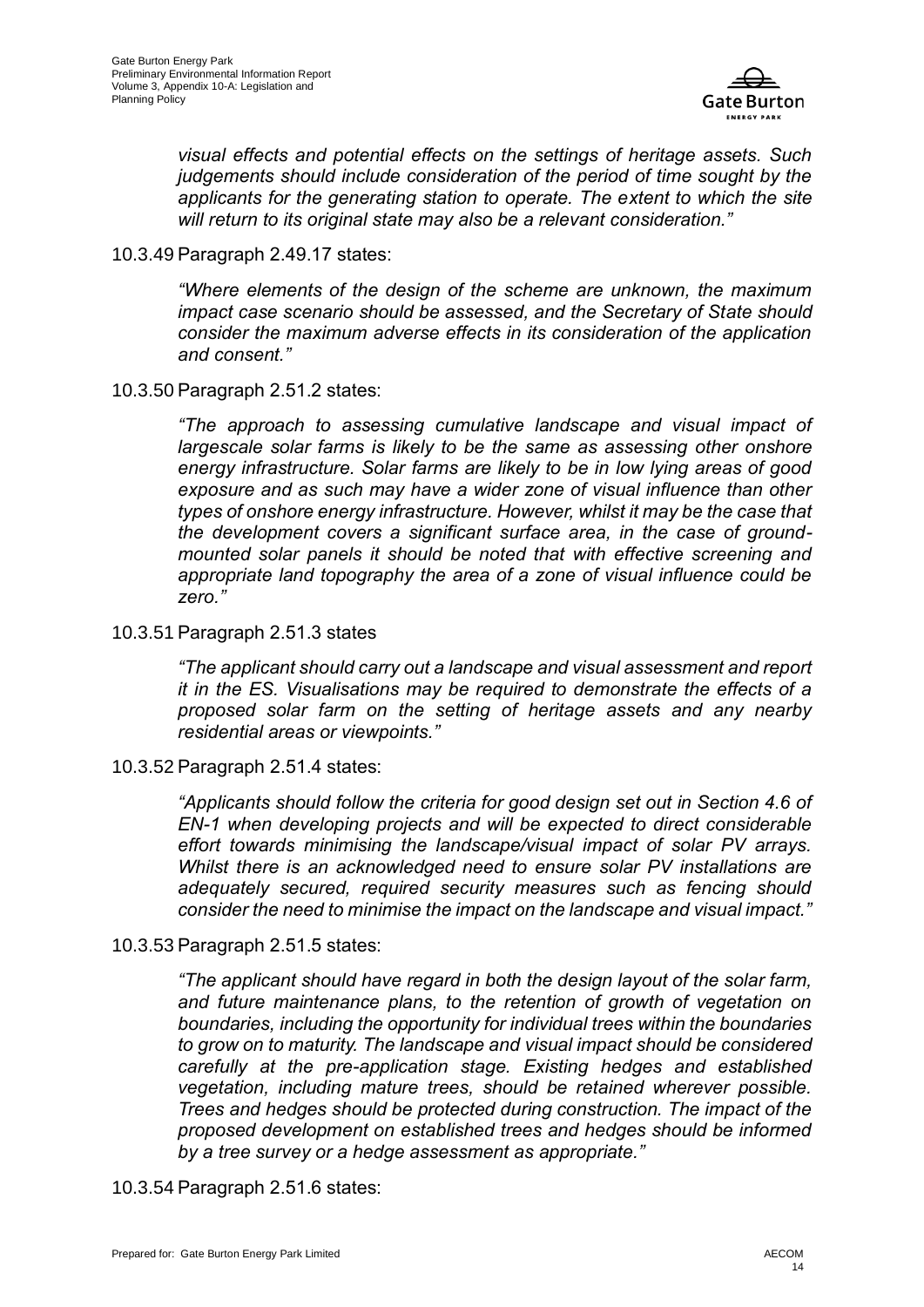*visual effects and potential effects on the settings of heritage assets. Such judgements should include consideration of the period of time sought by the applicants for the generating station to operate. The extent to which the site will return to its original state may also be a relevant consideration."*

10.3.49 Paragraph 2.49.17 states:

*"Where elements of the design of the scheme are unknown, the maximum impact case scenario should be assessed, and the Secretary of State should consider the maximum adverse effects in its consideration of the application and consent."*

10.3.50 Paragraph 2.51.2 states:

*"The approach to assessing cumulative landscape and visual impact of largescale solar farms is likely to be the same as assessing other onshore energy infrastructure. Solar farms are likely to be in low lying areas of good exposure and as such may have a wider zone of visual influence than other types of onshore energy infrastructure. However, whilst it may be the case that the development covers a significant surface area, in the case of ground-mounted solar panels it should be noted that with effective screening and appropriate land topography the area of a zone of visual influence could be zero."*

10.3.51 Paragraph 2.51.3 states

*"The applicant should carry out a landscape and visual assessment and report it in the ES. Visualisations may be required to demonstrate the effects of a proposed solar farm on the setting of heritage assets and any nearby residential areas or viewpoints."*

10.3.52 Paragraph 2.51.4 states:

*"Applicants should follow the criteria for good design set out in Section 4.6 of EN-1 when developing projects and will be expected to direct considerable effort towards minimising the landscape/visual impact of solar PV arrays. Whilst there is an acknowledged need to ensure solar PV installations are adequately secured, required security measures such as fencing should consider the need to minimise the impact on the landscape and visual impact."*

10.3.53 Paragraph 2.51.5 states:

*"The applicant should have regard in both the design layout of the solar farm, and future maintenance plans, to the retention of growth of vegetation on boundaries, including the opportunity for individual trees within the boundaries to grow on to maturity. The landscape and visual impact should be considered carefully at the pre-application stage. Existing hedges and established vegetation, including mature trees, should be retained wherever possible. Trees and hedges should be protected during construction. The impact of the proposed development on established trees and hedges should be informed by a tree survey or a hedge assessment as appropriate."*

10.3.54 Paragraph 2.51.6 states: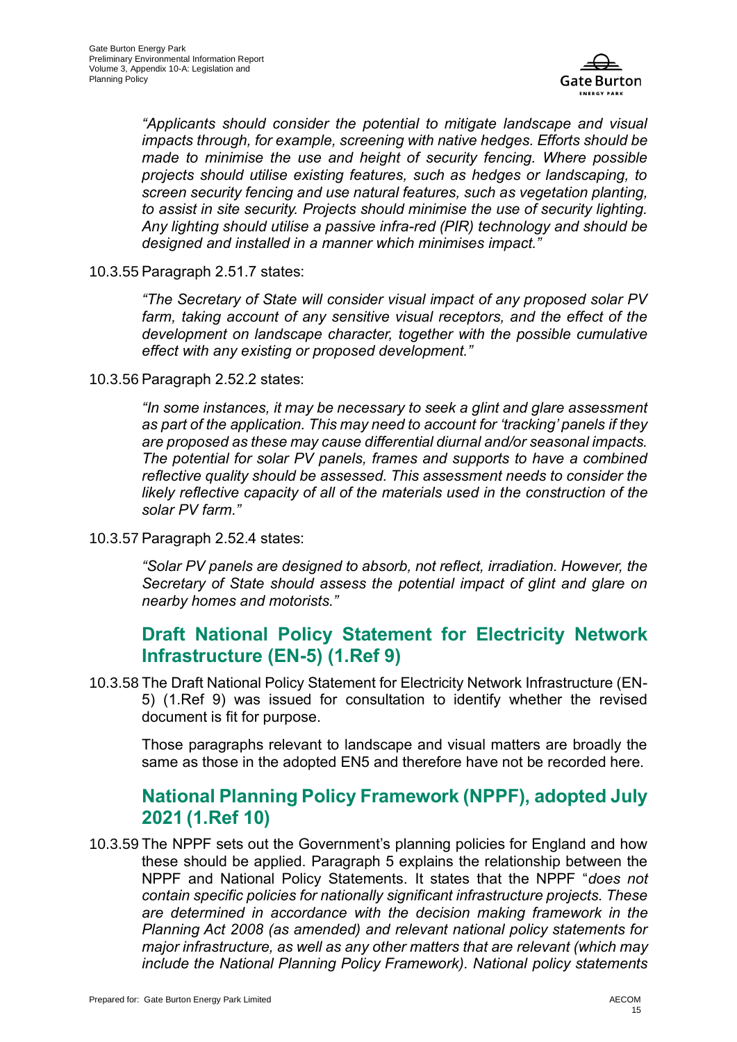*"Applicants should consider the potential to mitigate landscape and visual impacts through, for example, screening with native hedges. Efforts should be made to minimise the use and height of security fencing. Where possible projects should utilise existing features, such as hedges or landscaping, to screen security fencing and use natural features, such as vegetation planting, to assist in site security. Projects should minimise the use of security lighting. Any lighting should utilise a passive infra-red (PIR) technology and should be designed and installed in a manner which minimises impact."*

10.3.55 Paragraph 2.51.7 states:

*"The Secretary of State will consider visual impact of any proposed solar PV farm, taking account of any sensitive visual receptors, and the effect of the development on landscape character, together with the possible cumulative effect with any existing or proposed development."*

10.3.56 Paragraph 2.52.2 states:

*"In some instances, it may be necessary to seek a glint and glare assessment as part of the application. This may need to account for 'tracking' panels if they are proposed as these may cause differential diurnal and/or seasonal impacts. The potential for solar PV panels, frames and supports to have a combined reflective quality should be assessed. This assessment needs to consider the likely reflective capacity of all of the materials used in the construction of the solar PV farm."*

10.3.57 Paragraph 2.52.4 states:

*"Solar PV panels are designed to absorb, not reflect, irradiation. However, the Secretary of State should assess the potential impact of glint and glare on nearby homes and motorists."*

## Draft National Policy Statement for Electricity Network Infrastructure (EN-5) (1.Ref 9)

10.3.58 The Draft National Policy Statement for Electricity Network Infrastructure (EN-5) (1.Ref 9) was issued for consultation to identify whether the revised document is fit for purpose.

Those paragraphs relevant to landscape and visual matters are broadly the same as those in the adopted EN5 and therefore have not be recorded here.

## National Planning Policy Framework (NPPF), adopted July 2021 (1.Ref 10)

10.3.59 The NPPF sets out the Government's planning policies for England and how these should be applied. Paragraph 5 explains the relationship between the NPPF and National Policy Statements. It states that the NPPF "*does not contain specific policies for nationally significant infrastructure projects. These are determined in accordance with the decision making framework in the Planning Act 2008 (as amended) and relevant national policy statements for major infrastructure, as well as any other matters that are relevant (which may include the National Planning Policy Framework). National policy statements*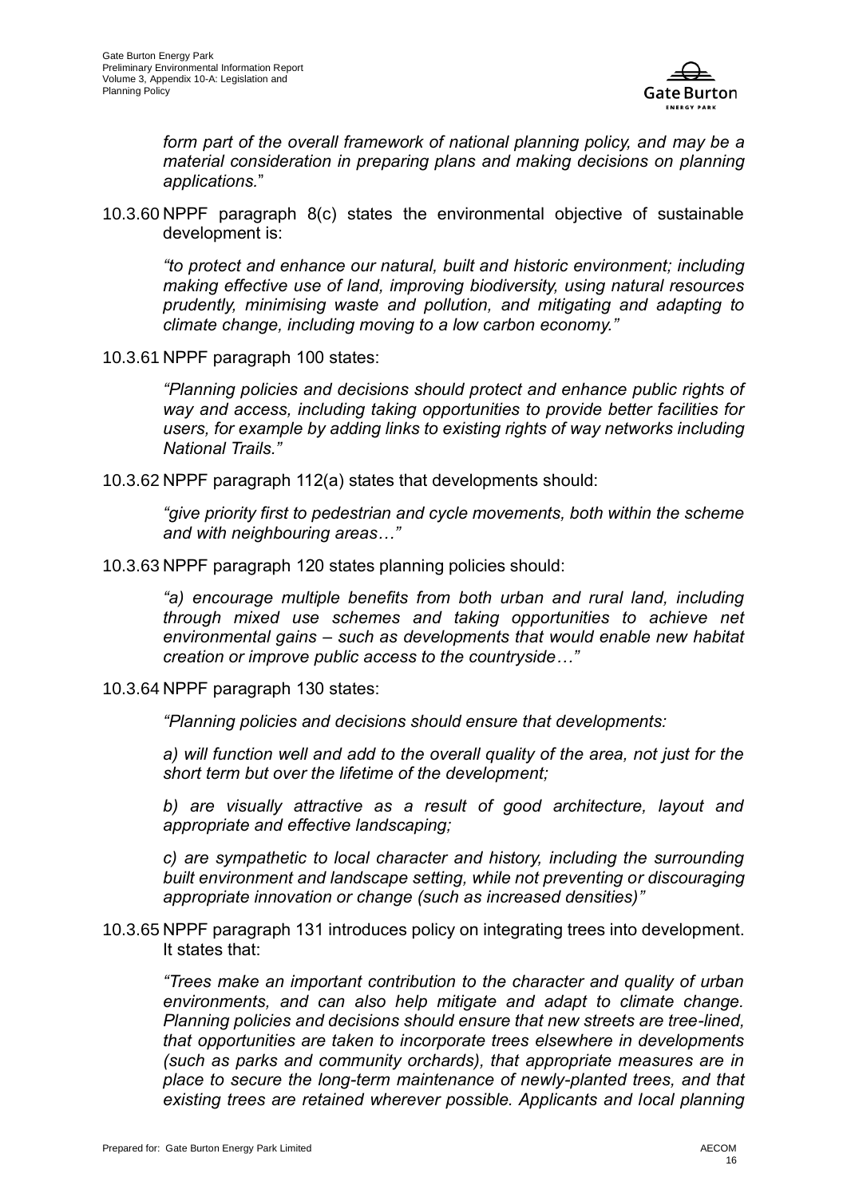*form part of the overall framework of national planning policy, and may be a material consideration in preparing plans and making decisions on planning applications.*"

10.3.60 NPPF paragraph 8(c) states the environmental objective of sustainable development is:

> *"to protect and enhance our natural, built and historic environment; including making effective use of land, improving biodiversity, using natural resources prudently, minimising waste and pollution, and mitigating and adapting to climate change, including moving to a low carbon economy."*

10.3.61 NPPF paragraph 100 states:

> *"Planning policies and decisions should protect and enhance public rights of way and access, including taking opportunities to provide better facilities for users, for example by adding links to existing rights of way networks including National Trails."*

10.3.62 NPPF paragraph 112(a) states that developments should:

> *"give priority first to pedestrian and cycle movements, both within the scheme and with neighbouring areas…"*

10.3.63 NPPF paragraph 120 states planning policies should:

> *"a) encourage multiple benefits from both urban and rural land, including through mixed use schemes and taking opportunities to achieve net environmental gains – such as developments that would enable new habitat creation or improve public access to the countryside…"*

10.3.64 NPPF paragraph 130 states:

> *"Planning policies and decisions should ensure that developments:*
>
> *a) will function well and add to the overall quality of the area, not just for the short term but over the lifetime of the development;*
>
> *b) are visually attractive as a result of good architecture, layout and appropriate and effective landscaping;*
>
> *c) are sympathetic to local character and history, including the surrounding built environment and landscape setting, while not preventing or discouraging appropriate innovation or change (such as increased densities)"*

10.3.65 NPPF paragraph 131 introduces policy on integrating trees into development. It states that:

> *"Trees make an important contribution to the character and quality of urban environments, and can also help mitigate and adapt to climate change. Planning policies and decisions should ensure that new streets are tree-lined, that opportunities are taken to incorporate trees elsewhere in developments (such as parks and community orchards), that appropriate measures are in place to secure the long-term maintenance of newly-planted trees, and that existing trees are retained wherever possible. Applicants and local planning*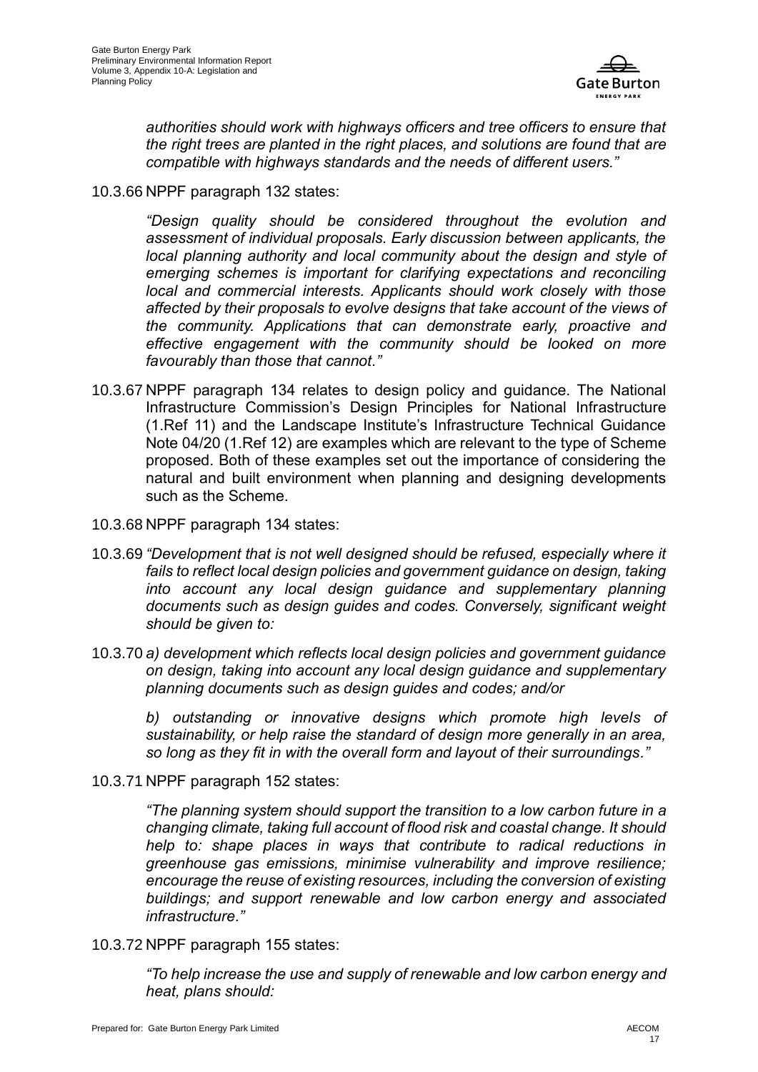*authorities should work with highways officers and tree officers to ensure that the right trees are planted in the right places, and solutions are found that are compatible with highways standards and the needs of different users."*

10.3.66 NPPF paragraph 132 states:

*"Design quality should be considered throughout the evolution and assessment of individual proposals. Early discussion between applicants, the local planning authority and local community about the design and style of emerging schemes is important for clarifying expectations and reconciling local and commercial interests. Applicants should work closely with those affected by their proposals to evolve designs that take account of the views of the community. Applications that can demonstrate early, proactive and effective engagement with the community should be looked on more favourably than those that cannot."*

10.3.67 NPPF paragraph 134 relates to design policy and guidance. The National Infrastructure Commission's Design Principles for National Infrastructure (1.Ref 11) and the Landscape Institute's Infrastructure Technical Guidance Note 04/20 (1.Ref 12) are examples which are relevant to the type of Scheme proposed. Both of these examples set out the importance of considering the natural and built environment when planning and designing developments such as the Scheme.

10.3.68 NPPF paragraph 134 states:

10.3.69 *"Development that is not well designed should be refused, especially where it fails to reflect local design policies and government guidance on design, taking into account any local design guidance and supplementary planning documents such as design guides and codes. Conversely, significant weight should be given to:*

10.3.70 *a) development which reflects local design policies and government guidance on design, taking into account any local design guidance and supplementary planning documents such as design guides and codes; and/or*

*b) outstanding or innovative designs which promote high levels of sustainability, or help raise the standard of design more generally in an area, so long as they fit in with the overall form and layout of their surroundings."*

10.3.71 NPPF paragraph 152 states:

*"The planning system should support the transition to a low carbon future in a changing climate, taking full account of flood risk and coastal change. It should help to: shape places in ways that contribute to radical reductions in greenhouse gas emissions, minimise vulnerability and improve resilience; encourage the reuse of existing resources, including the conversion of existing buildings; and support renewable and low carbon energy and associated infrastructure."*

10.3.72 NPPF paragraph 155 states:

*"To help increase the use and supply of renewable and low carbon energy and heat, plans should:*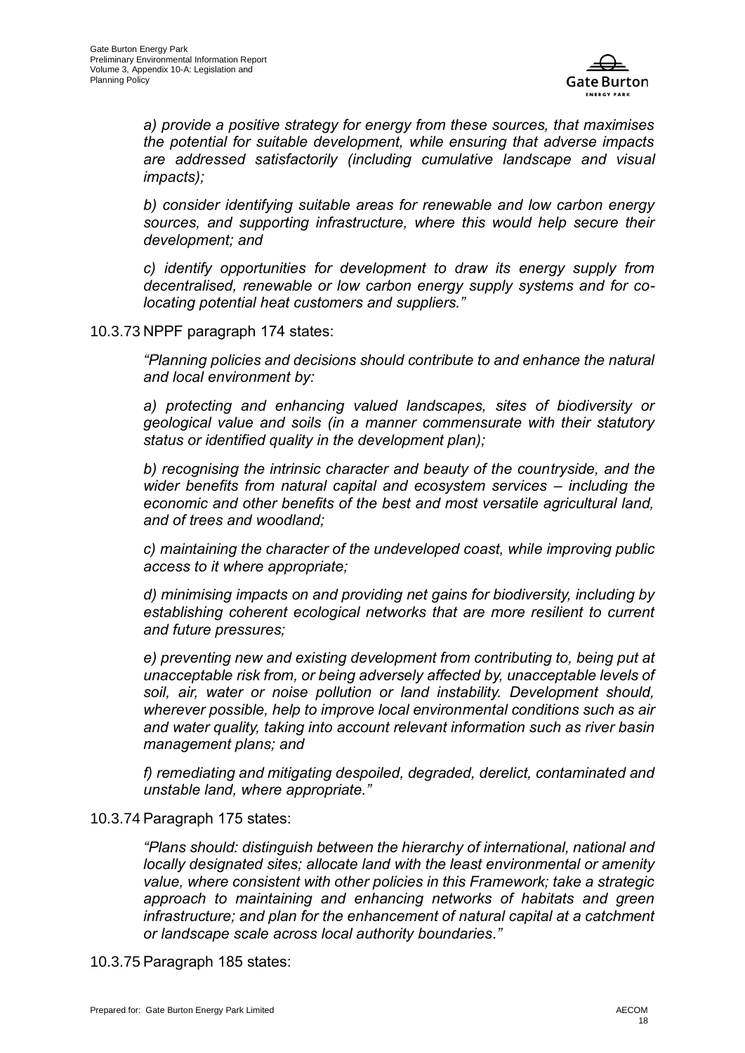*a) provide a positive strategy for energy from these sources, that maximises the potential for suitable development, while ensuring that adverse impacts are addressed satisfactorily (including cumulative landscape and visual impacts);*

*b) consider identifying suitable areas for renewable and low carbon energy sources, and supporting infrastructure, where this would help secure their development; and*

*c) identify opportunities for development to draw its energy supply from decentralised, renewable or low carbon energy supply systems and for co-locating potential heat customers and suppliers."*

10.3.73 NPPF paragraph 174 states:

*"Planning policies and decisions should contribute to and enhance the natural and local environment by:*

*a) protecting and enhancing valued landscapes, sites of biodiversity or geological value and soils (in a manner commensurate with their statutory status or identified quality in the development plan);*

*b) recognising the intrinsic character and beauty of the countryside, and the wider benefits from natural capital and ecosystem services – including the economic and other benefits of the best and most versatile agricultural land, and of trees and woodland;*

*c) maintaining the character of the undeveloped coast, while improving public access to it where appropriate;*

*d) minimising impacts on and providing net gains for biodiversity, including by establishing coherent ecological networks that are more resilient to current and future pressures;*

*e) preventing new and existing development from contributing to, being put at unacceptable risk from, or being adversely affected by, unacceptable levels of soil, air, water or noise pollution or land instability. Development should, wherever possible, help to improve local environmental conditions such as air and water quality, taking into account relevant information such as river basin management plans; and*

*f) remediating and mitigating despoiled, degraded, derelict, contaminated and unstable land, where appropriate."*

10.3.74 Paragraph 175 states:

*"Plans should: distinguish between the hierarchy of international, national and locally designated sites; allocate land with the least environmental or amenity value, where consistent with other policies in this Framework; take a strategic approach to maintaining and enhancing networks of habitats and green infrastructure; and plan for the enhancement of natural capital at a catchment or landscape scale across local authority boundaries."*

10.3.75 Paragraph 185 states: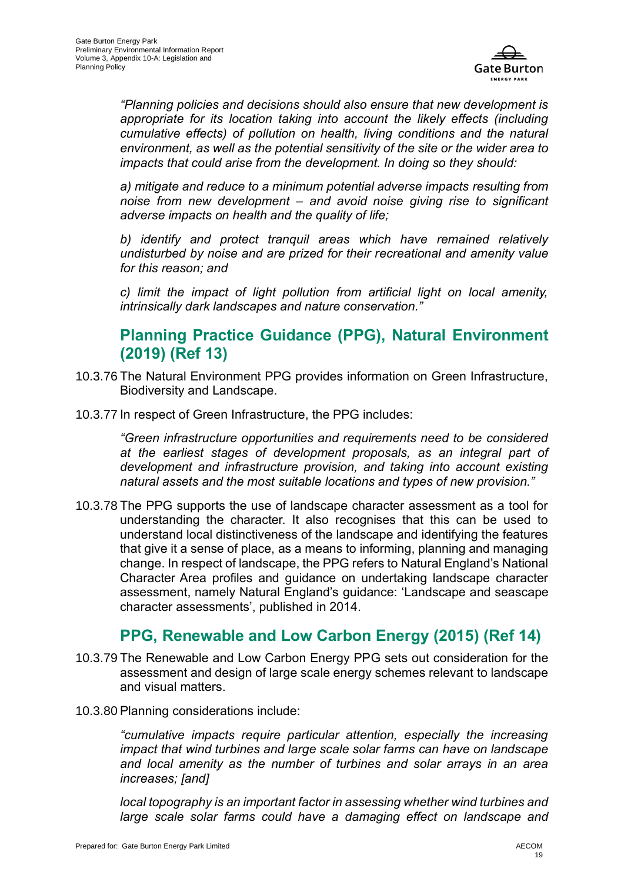*"Planning policies and decisions should also ensure that new development is appropriate for its location taking into account the likely effects (including cumulative effects) of pollution on health, living conditions and the natural environment, as well as the potential sensitivity of the site or the wider area to impacts that could arise from the development. In doing so they should:*

*a) mitigate and reduce to a minimum potential adverse impacts resulting from noise from new development – and avoid noise giving rise to significant adverse impacts on health and the quality of life;*

*b) identify and protect tranquil areas which have remained relatively undisturbed by noise and are prized for their recreational and amenity value for this reason; and*

*c) limit the impact of light pollution from artificial light on local amenity, intrinsically dark landscapes and nature conservation."*

## Planning Practice Guidance (PPG), Natural Environment (2019) (Ref 13)

10.3.76 The Natural Environment PPG provides information on Green Infrastructure, Biodiversity and Landscape.

10.3.77 In respect of Green Infrastructure, the PPG includes:

*"Green infrastructure opportunities and requirements need to be considered at the earliest stages of development proposals, as an integral part of development and infrastructure provision, and taking into account existing natural assets and the most suitable locations and types of new provision."*

10.3.78 The PPG supports the use of landscape character assessment as a tool for understanding the character. It also recognises that this can be used to understand local distinctiveness of the landscape and identifying the features that give it a sense of place, as a means to informing, planning and managing change. In respect of landscape, the PPG refers to Natural England's National Character Area profiles and guidance on undertaking landscape character assessment, namely Natural England's guidance: 'Landscape and seascape character assessments', published in 2014.

## PPG, Renewable and Low Carbon Energy (2015) (Ref 14)

10.3.79 The Renewable and Low Carbon Energy PPG sets out consideration for the assessment and design of large scale energy schemes relevant to landscape and visual matters.

10.3.80 Planning considerations include:

*"cumulative impacts require particular attention, especially the increasing impact that wind turbines and large scale solar farms can have on landscape and local amenity as the number of turbines and solar arrays in an area increases; [and]*

*local topography is an important factor in assessing whether wind turbines and large scale solar farms could have a damaging effect on landscape and*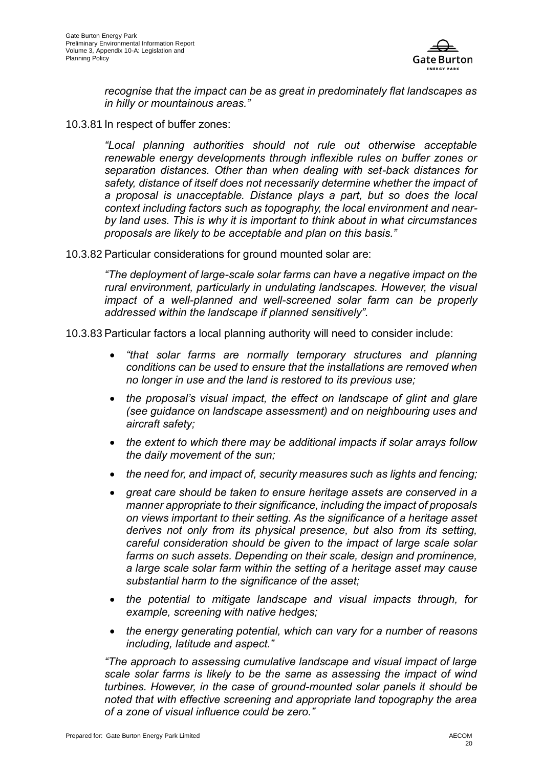*recognise that the impact can be as great in predominately flat landscapes as in hilly or mountainous areas."*

10.3.81 In respect of buffer zones:

> *"Local planning authorities should not rule out otherwise acceptable renewable energy developments through inflexible rules on buffer zones or separation distances. Other than when dealing with set-back distances for safety, distance of itself does not necessarily determine whether the impact of a proposal is unacceptable. Distance plays a part, but so does the local context including factors such as topography, the local environment and near-by land uses. This is why it is important to think about in what circumstances proposals are likely to be acceptable and plan on this basis."*

10.3.82 Particular considerations for ground mounted solar are:

> *"The deployment of large-scale solar farms can have a negative impact on the rural environment, particularly in undulating landscapes. However, the visual impact of a well-planned and well-screened solar farm can be properly addressed within the landscape if planned sensitively".*

10.3.83 Particular factors a local planning authority will need to consider include:

- *"that solar farms are normally temporary structures and planning conditions can be used to ensure that the installations are removed when no longer in use and the land is restored to its previous use;*
- *the proposal's visual impact, the effect on landscape of glint and glare (see guidance on landscape assessment) and on neighbouring uses and aircraft safety;*
- *the extent to which there may be additional impacts if solar arrays follow the daily movement of the sun;*
- *the need for, and impact of, security measures such as lights and fencing;*
- *great care should be taken to ensure heritage assets are conserved in a manner appropriate to their significance, including the impact of proposals on views important to their setting. As the significance of a heritage asset derives not only from its physical presence, but also from its setting, careful consideration should be given to the impact of large scale solar farms on such assets. Depending on their scale, design and prominence, a large scale solar farm within the setting of a heritage asset may cause substantial harm to the significance of the asset;*
- *the potential to mitigate landscape and visual impacts through, for example, screening with native hedges;*
- *the energy generating potential, which can vary for a number of reasons including, latitude and aspect."*

> *"The approach to assessing cumulative landscape and visual impact of large scale solar farms is likely to be the same as assessing the impact of wind turbines. However, in the case of ground-mounted solar panels it should be noted that with effective screening and appropriate land topography the area of a zone of visual influence could be zero."*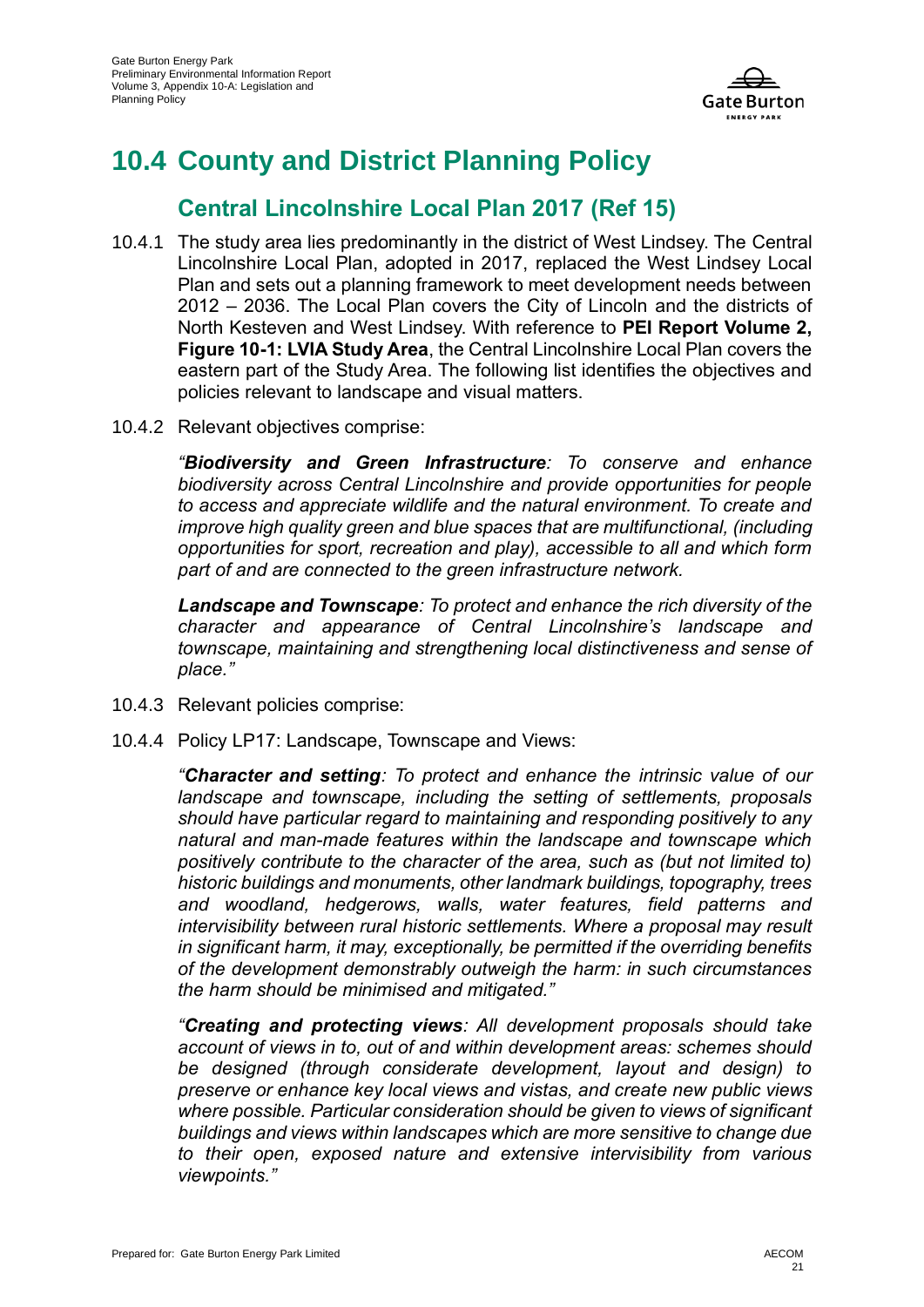# 10.4 County and District Planning Policy

## Central Lincolnshire Local Plan 2017 (Ref 15)

10.4.1 The study area lies predominantly in the district of West Lindsey. The Central Lincolnshire Local Plan, adopted in 2017, replaced the West Lindsey Local Plan and sets out a planning framework to meet development needs between 2012 – 2036. The Local Plan covers the City of Lincoln and the districts of North Kesteven and West Lindsey. With reference to **PEI Report Volume 2, Figure 10-1: LVIA Study Area**, the Central Lincolnshire Local Plan covers the eastern part of the Study Area. The following list identifies the objectives and policies relevant to landscape and visual matters.

10.4.2 Relevant objectives comprise:

*"**Biodiversity and Green Infrastructure**: To conserve and enhance biodiversity across Central Lincolnshire and provide opportunities for people to access and appreciate wildlife and the natural environment. To create and improve high quality green and blue spaces that are multifunctional, (including opportunities for sport, recreation and play), accessible to all and which form part of and are connected to the green infrastructure network.*

***Landscape and Townscape**: To protect and enhance the rich diversity of the character and appearance of Central Lincolnshire's landscape and townscape, maintaining and strengthening local distinctiveness and sense of place."*

10.4.3 Relevant policies comprise:

10.4.4 Policy LP17: Landscape, Townscape and Views:

*"**Character and setting**: To protect and enhance the intrinsic value of our landscape and townscape, including the setting of settlements, proposals should have particular regard to maintaining and responding positively to any natural and man-made features within the landscape and townscape which positively contribute to the character of the area, such as (but not limited to) historic buildings and monuments, other landmark buildings, topography, trees and woodland, hedgerows, walls, water features, field patterns and intervisibility between rural historic settlements. Where a proposal may result in significant harm, it may, exceptionally, be permitted if the overriding benefits of the development demonstrably outweigh the harm: in such circumstances the harm should be minimised and mitigated."*

*"**Creating and protecting views**: All development proposals should take account of views in to, out of and within development areas: schemes should be designed (through considerate development, layout and design) to preserve or enhance key local views and vistas, and create new public views where possible. Particular consideration should be given to views of significant buildings and views within landscapes which are more sensitive to change due to their open, exposed nature and extensive intervisibility from various viewpoints."*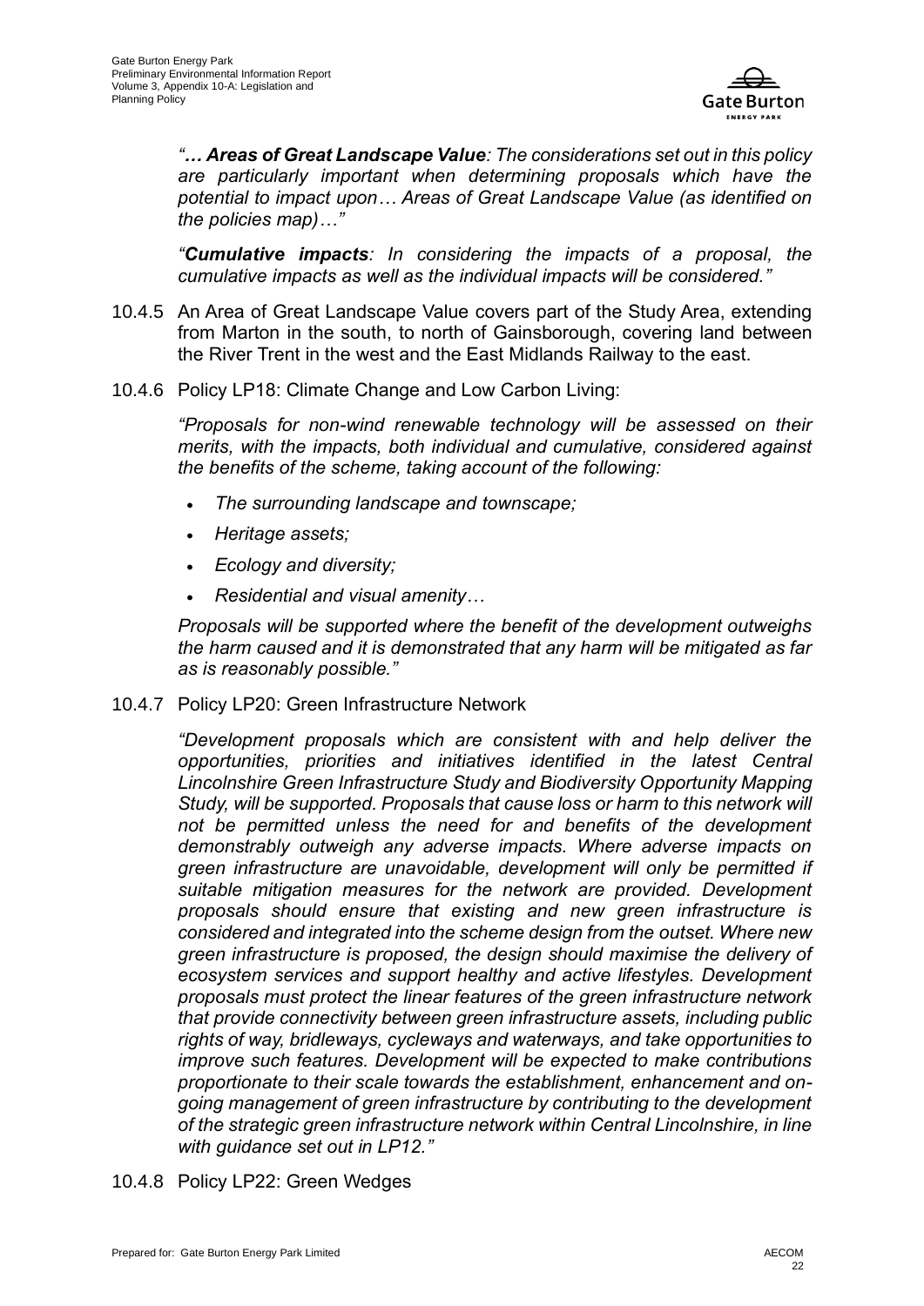*"**… Areas of Great Landscape Value**: The considerations set out in this policy are particularly important when determining proposals which have the potential to impact upon… Areas of Great Landscape Value (as identified on the policies map)…"*

*"**Cumulative impacts**: In considering the impacts of a proposal, the cumulative impacts as well as the individual impacts will be considered."*

10.4.5 An Area of Great Landscape Value covers part of the Study Area, extending from Marton in the south, to north of Gainsborough, covering land between the River Trent in the west and the East Midlands Railway to the east.

10.4.6 Policy LP18: Climate Change and Low Carbon Living:

*"Proposals for non-wind renewable technology will be assessed on their merits, with the impacts, both individual and cumulative, considered against the benefits of the scheme, taking account of the following:*

- *The surrounding landscape and townscape;*
- *Heritage assets;*
- *Ecology and diversity;*
- *Residential and visual amenity…*

*Proposals will be supported where the benefit of the development outweighs the harm caused and it is demonstrated that any harm will be mitigated as far as is reasonably possible."*

10.4.7 Policy LP20: Green Infrastructure Network

*"Development proposals which are consistent with and help deliver the opportunities, priorities and initiatives identified in the latest Central Lincolnshire Green Infrastructure Study and Biodiversity Opportunity Mapping Study, will be supported. Proposals that cause loss or harm to this network will not be permitted unless the need for and benefits of the development demonstrably outweigh any adverse impacts. Where adverse impacts on green infrastructure are unavoidable, development will only be permitted if suitable mitigation measures for the network are provided. Development proposals should ensure that existing and new green infrastructure is considered and integrated into the scheme design from the outset. Where new green infrastructure is proposed, the design should maximise the delivery of ecosystem services and support healthy and active lifestyles. Development proposals must protect the linear features of the green infrastructure network that provide connectivity between green infrastructure assets, including public rights of way, bridleways, cycleways and waterways, and take opportunities to improve such features. Development will be expected to make contributions proportionate to their scale towards the establishment, enhancement and on-going management of green infrastructure by contributing to the development of the strategic green infrastructure network within Central Lincolnshire, in line with guidance set out in LP12."*

10.4.8 Policy LP22: Green Wedges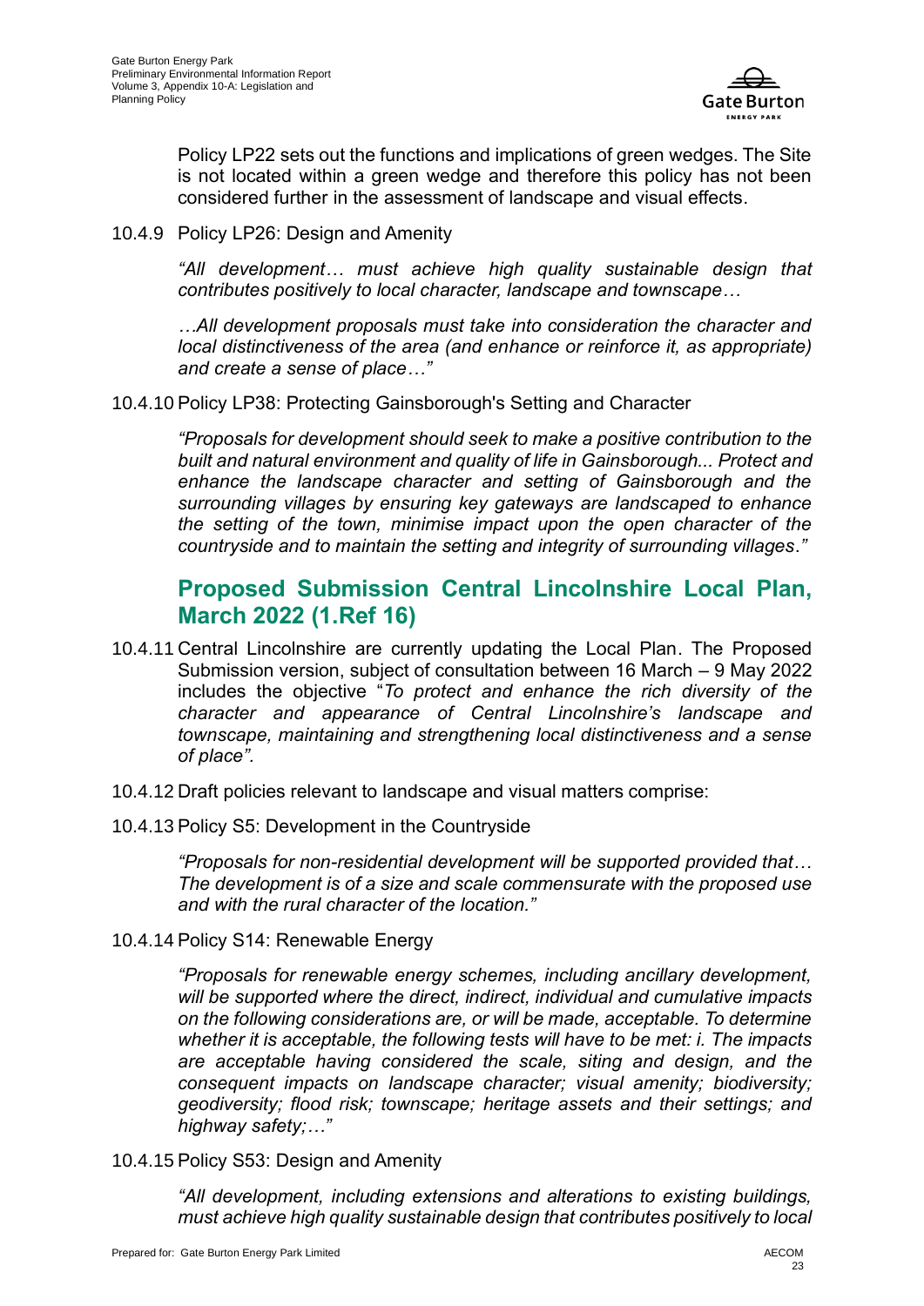Policy LP22 sets out the functions and implications of green wedges. The Site is not located within a green wedge and therefore this policy has not been considered further in the assessment of landscape and visual effects.

10.4.9 Policy LP26: Design and Amenity

> *"All development… must achieve high quality sustainable design that contributes positively to local character, landscape and townscape…*
>
> *…All development proposals must take into consideration the character and local distinctiveness of the area (and enhance or reinforce it, as appropriate) and create a sense of place…"*

10.4.10 Policy LP38: Protecting Gainsborough's Setting and Character

> *"Proposals for development should seek to make a positive contribution to the built and natural environment and quality of life in Gainsborough... Protect and enhance the landscape character and setting of Gainsborough and the surrounding villages by ensuring key gateways are landscaped to enhance the setting of the town, minimise impact upon the open character of the countryside and to maintain the setting and integrity of surrounding villages."*

## Proposed Submission Central Lincolnshire Local Plan, March 2022 (1.Ref 16)

10.4.11 Central Lincolnshire are currently updating the Local Plan. The Proposed Submission version, subject of consultation between 16 March – 9 May 2022 includes the objective "*To protect and enhance the rich diversity of the character and appearance of Central Lincolnshire's landscape and townscape, maintaining and strengthening local distinctiveness and a sense of place".*

10.4.12 Draft policies relevant to landscape and visual matters comprise:

10.4.13 Policy S5: Development in the Countryside

> *"Proposals for non-residential development will be supported provided that… The development is of a size and scale commensurate with the proposed use and with the rural character of the location."*

10.4.14 Policy S14: Renewable Energy

> *"Proposals for renewable energy schemes, including ancillary development, will be supported where the direct, indirect, individual and cumulative impacts on the following considerations are, or will be made, acceptable. To determine whether it is acceptable, the following tests will have to be met: i. The impacts are acceptable having considered the scale, siting and design, and the consequent impacts on landscape character; visual amenity; biodiversity; geodiversity; flood risk; townscape; heritage assets and their settings; and highway safety;…"*

10.4.15 Policy S53: Design and Amenity

> *"All development, including extensions and alterations to existing buildings, must achieve high quality sustainable design that contributes positively to local*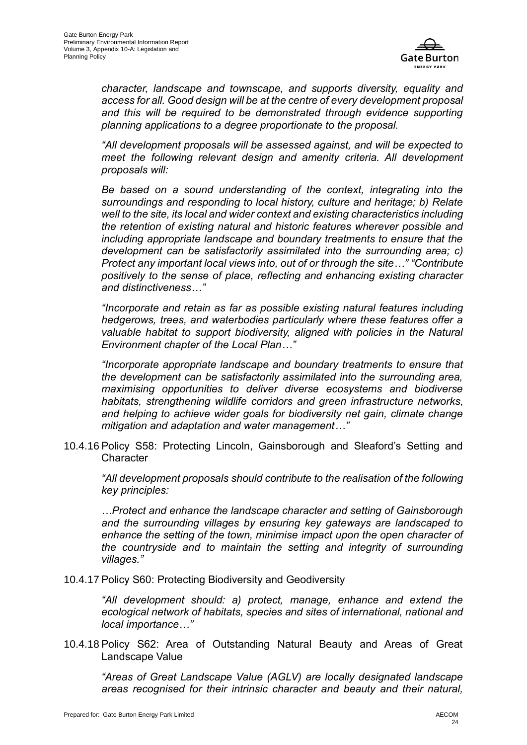*character, landscape and townscape, and supports diversity, equality and access for all. Good design will be at the centre of every development proposal and this will be required to be demonstrated through evidence supporting planning applications to a degree proportionate to the proposal.*

*"All development proposals will be assessed against, and will be expected to meet the following relevant design and amenity criteria. All development proposals will:*

*Be based on a sound understanding of the context, integrating into the surroundings and responding to local history, culture and heritage; b) Relate well to the site, its local and wider context and existing characteristics including the retention of existing natural and historic features wherever possible and including appropriate landscape and boundary treatments to ensure that the development can be satisfactorily assimilated into the surrounding area; c) Protect any important local views into, out of or through the site…" "Contribute positively to the sense of place, reflecting and enhancing existing character and distinctiveness…"*

*"Incorporate and retain as far as possible existing natural features including hedgerows, trees, and waterbodies particularly where these features offer a valuable habitat to support biodiversity, aligned with policies in the Natural Environment chapter of the Local Plan…"*

*"Incorporate appropriate landscape and boundary treatments to ensure that the development can be satisfactorily assimilated into the surrounding area, maximising opportunities to deliver diverse ecosystems and biodiverse habitats, strengthening wildlife corridors and green infrastructure networks, and helping to achieve wider goals for biodiversity net gain, climate change mitigation and adaptation and water management…"*

10.4.16 Policy S58: Protecting Lincoln, Gainsborough and Sleaford's Setting and Character

*"All development proposals should contribute to the realisation of the following key principles:*

*…Protect and enhance the landscape character and setting of Gainsborough and the surrounding villages by ensuring key gateways are landscaped to enhance the setting of the town, minimise impact upon the open character of the countryside and to maintain the setting and integrity of surrounding villages."*

10.4.17 Policy S60: Protecting Biodiversity and Geodiversity

*"All development should: a) protect, manage, enhance and extend the ecological network of habitats, species and sites of international, national and local importance…"*

10.4.18 Policy S62: Area of Outstanding Natural Beauty and Areas of Great Landscape Value

*"Areas of Great Landscape Value (AGLV) are locally designated landscape areas recognised for their intrinsic character and beauty and their natural,*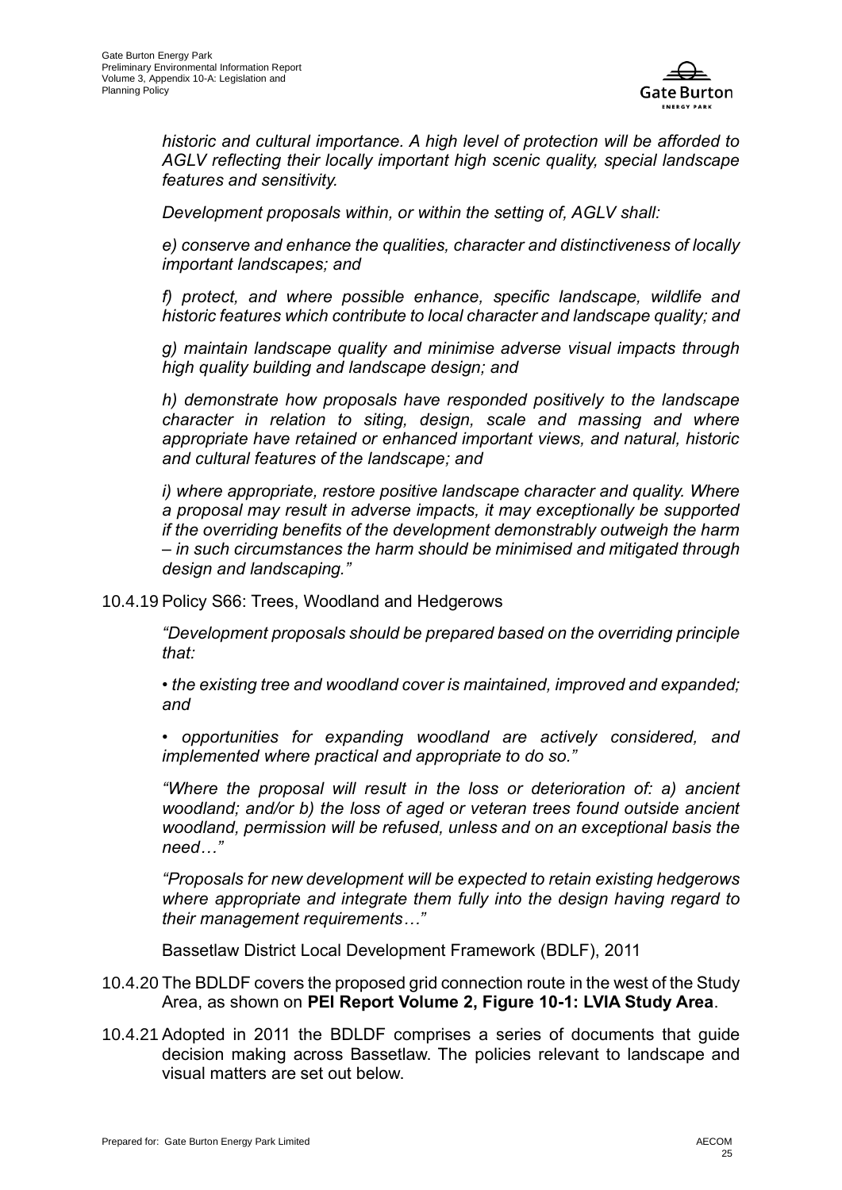*historic and cultural importance. A high level of protection will be afforded to AGLV reflecting their locally important high scenic quality, special landscape features and sensitivity.*

*Development proposals within, or within the setting of, AGLV shall:*

*e) conserve and enhance the qualities, character and distinctiveness of locally important landscapes; and*

*f) protect, and where possible enhance, specific landscape, wildlife and historic features which contribute to local character and landscape quality; and*

*g) maintain landscape quality and minimise adverse visual impacts through high quality building and landscape design; and*

*h) demonstrate how proposals have responded positively to the landscape character in relation to siting, design, scale and massing and where appropriate have retained or enhanced important views, and natural, historic and cultural features of the landscape; and*

*i) where appropriate, restore positive landscape character and quality. Where a proposal may result in adverse impacts, it may exceptionally be supported if the overriding benefits of the development demonstrably outweigh the harm – in such circumstances the harm should be minimised and mitigated through design and landscaping."*

10.4.19 Policy S66: Trees, Woodland and Hedgerows

*"Development proposals should be prepared based on the overriding principle that:*

*• the existing tree and woodland cover is maintained, improved and expanded; and*

*• opportunities for expanding woodland are actively considered, and implemented where practical and appropriate to do so."*

*"Where the proposal will result in the loss or deterioration of: a) ancient woodland; and/or b) the loss of aged or veteran trees found outside ancient woodland, permission will be refused, unless and on an exceptional basis the need…"*

*"Proposals for new development will be expected to retain existing hedgerows where appropriate and integrate them fully into the design having regard to their management requirements…"*

Bassetlaw District Local Development Framework (BDLF), 2011

10.4.20 The BDLDF covers the proposed grid connection route in the west of the Study Area, as shown on **PEI Report Volume 2, Figure 10-1: LVIA Study Area**.

10.4.21 Adopted in 2011 the BDLDF comprises a series of documents that guide decision making across Bassetlaw. The policies relevant to landscape and visual matters are set out below.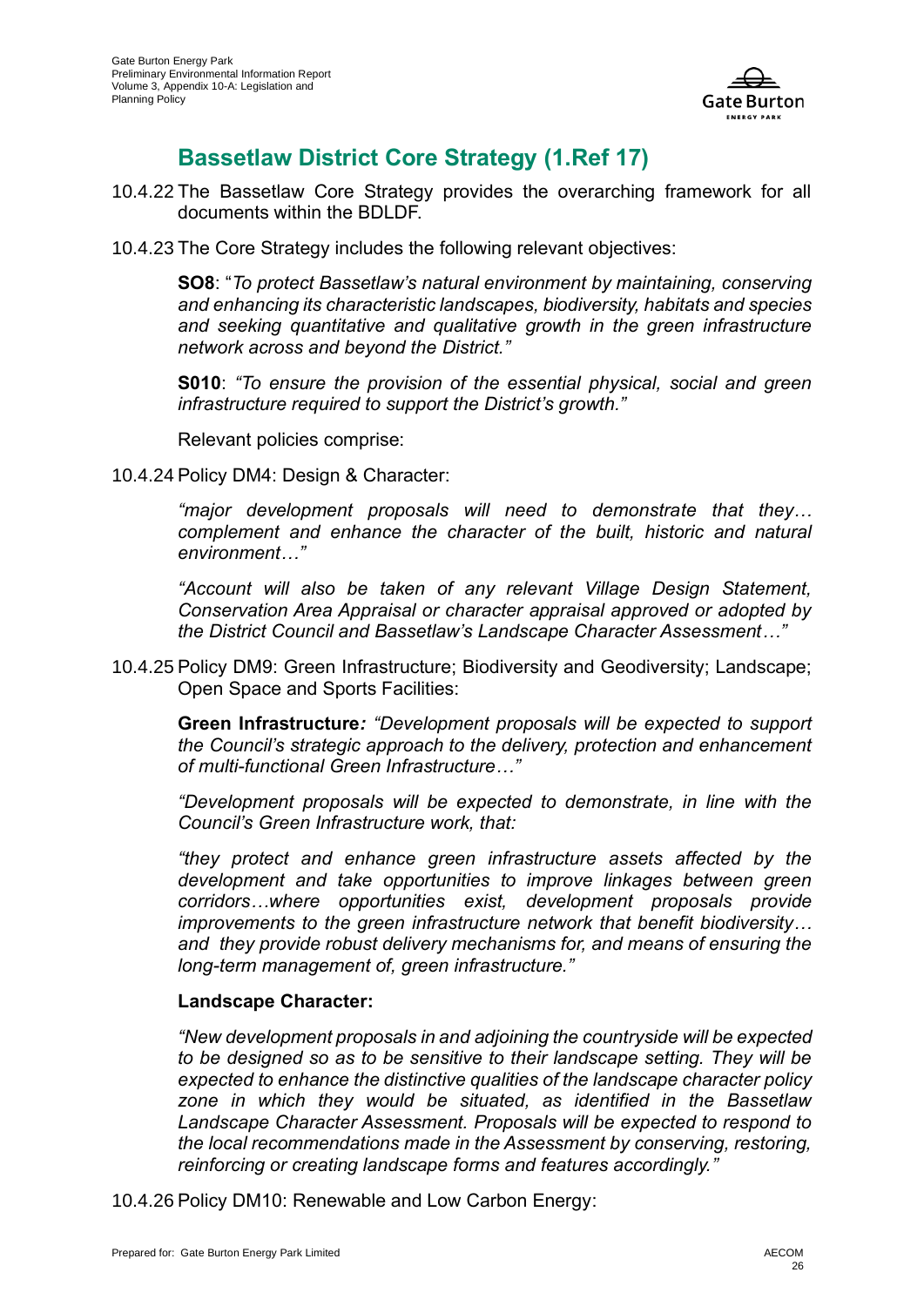## Bassetlaw District Core Strategy (1.Ref 17)

10.4.22 The Bassetlaw Core Strategy provides the overarching framework for all documents within the BDLDF.

10.4.23 The Core Strategy includes the following relevant objectives:

> **SO8**: "*To protect Bassetlaw's natural environment by maintaining, conserving and enhancing its characteristic landscapes, biodiversity, habitats and species and seeking quantitative and qualitative growth in the green infrastructure network across and beyond the District."*
>
> **S010**: *"To ensure the provision of the essential physical, social and green infrastructure required to support the District's growth."*

Relevant policies comprise:

10.4.24 Policy DM4: Design & Character:

> *"major development proposals will need to demonstrate that they… complement and enhance the character of the built, historic and natural environment…"*
>
> *"Account will also be taken of any relevant Village Design Statement, Conservation Area Appraisal or character appraisal approved or adopted by the District Council and Bassetlaw's Landscape Character Assessment…"*

10.4.25 Policy DM9: Green Infrastructure; Biodiversity and Geodiversity; Landscape; Open Space and Sports Facilities:

> **Green Infrastructure***: "Development proposals will be expected to support the Council's strategic approach to the delivery, protection and enhancement of multi-functional Green Infrastructure…"*
>
> *"Development proposals will be expected to demonstrate, in line with the Council's Green Infrastructure work, that:*
>
> *"they protect and enhance green infrastructure assets affected by the development and take opportunities to improve linkages between green corridors…where opportunities exist, development proposals provide improvements to the green infrastructure network that benefit biodiversity… and they provide robust delivery mechanisms for, and means of ensuring the long-term management of, green infrastructure."*
>
> **Landscape Character:**
>
> *"New development proposals in and adjoining the countryside will be expected to be designed so as to be sensitive to their landscape setting. They will be expected to enhance the distinctive qualities of the landscape character policy zone in which they would be situated, as identified in the Bassetlaw Landscape Character Assessment. Proposals will be expected to respond to the local recommendations made in the Assessment by conserving, restoring, reinforcing or creating landscape forms and features accordingly."*

10.4.26 Policy DM10: Renewable and Low Carbon Energy: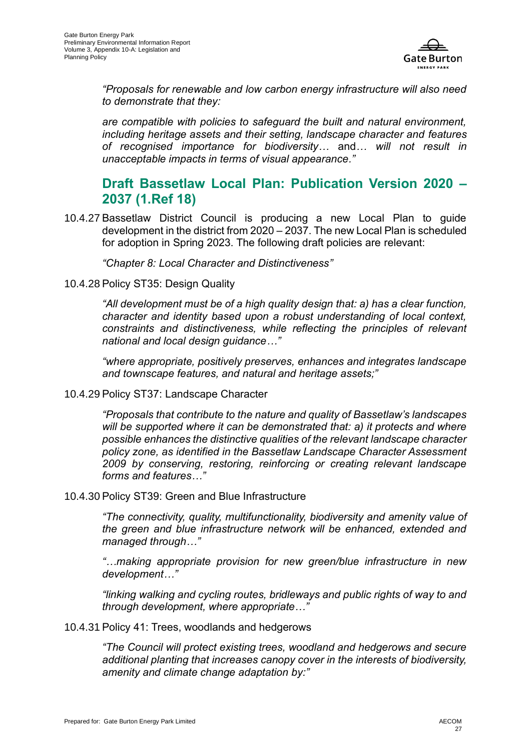*"Proposals for renewable and low carbon energy infrastructure will also need to demonstrate that they:*

*are compatible with policies to safeguard the built and natural environment, including heritage assets and their setting, landscape character and features of recognised importance for biodiversity…* and*… will not result in unacceptable impacts in terms of visual appearance."*

## Draft Bassetlaw Local Plan: Publication Version 2020 – 2037 (1.Ref 18)

10.4.27 Bassetlaw District Council is producing a new Local Plan to guide development in the district from 2020 – 2037. The new Local Plan is scheduled for adoption in Spring 2023. The following draft policies are relevant:

*"Chapter 8: Local Character and Distinctiveness"*

10.4.28 Policy ST35: Design Quality

*"All development must be of a high quality design that: a) has a clear function, character and identity based upon a robust understanding of local context, constraints and distinctiveness, while reflecting the principles of relevant national and local design guidance…"*

*"where appropriate, positively preserves, enhances and integrates landscape and townscape features, and natural and heritage assets;"*

10.4.29 Policy ST37: Landscape Character

*"Proposals that contribute to the nature and quality of Bassetlaw's landscapes will be supported where it can be demonstrated that: a) it protects and where possible enhances the distinctive qualities of the relevant landscape character policy zone, as identified in the Bassetlaw Landscape Character Assessment 2009 by conserving, restoring, reinforcing or creating relevant landscape forms and features…"*

10.4.30 Policy ST39: Green and Blue Infrastructure

*"The connectivity, quality, multifunctionality, biodiversity and amenity value of the green and blue infrastructure network will be enhanced, extended and managed through…"*

*"…making appropriate provision for new green/blue infrastructure in new development…"*

*"linking walking and cycling routes, bridleways and public rights of way to and through development, where appropriate…"*

10.4.31 Policy 41: Trees, woodlands and hedgerows

*"The Council will protect existing trees, woodland and hedgerows and secure additional planting that increases canopy cover in the interests of biodiversity, amenity and climate change adaptation by:"*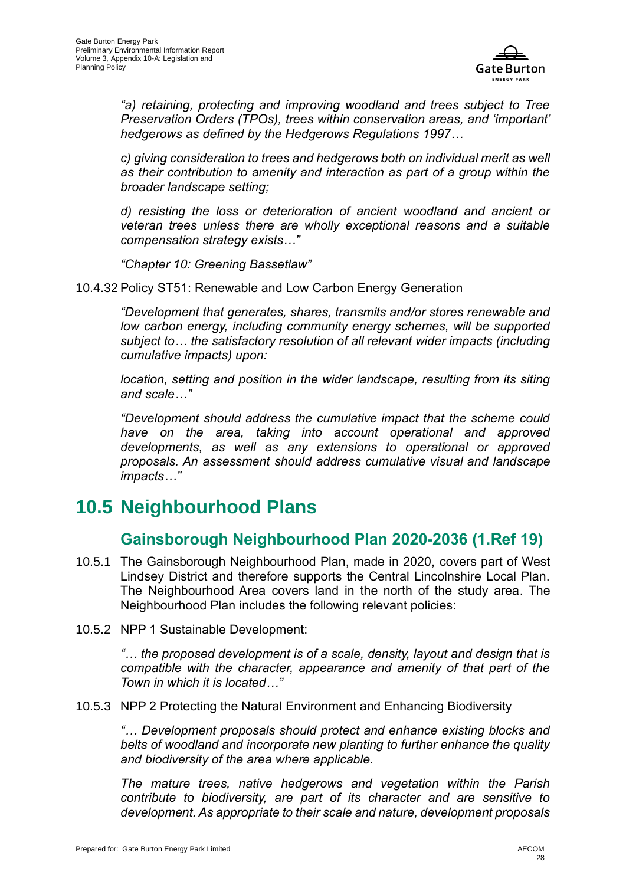*"a) retaining, protecting and improving woodland and trees subject to Tree Preservation Orders (TPOs), trees within conservation areas, and 'important' hedgerows as defined by the Hedgerows Regulations 1997…*

*c) giving consideration to trees and hedgerows both on individual merit as well as their contribution to amenity and interaction as part of a group within the broader landscape setting;*

*d) resisting the loss or deterioration of ancient woodland and ancient or veteran trees unless there are wholly exceptional reasons and a suitable compensation strategy exists…"*

*"Chapter 10: Greening Bassetlaw"*

10.4.32 Policy ST51: Renewable and Low Carbon Energy Generation

*"Development that generates, shares, transmits and/or stores renewable and low carbon energy, including community energy schemes, will be supported subject to… the satisfactory resolution of all relevant wider impacts (including cumulative impacts) upon:*

*location, setting and position in the wider landscape, resulting from its siting and scale…"*

*"Development should address the cumulative impact that the scheme could have on the area, taking into account operational and approved developments, as well as any extensions to operational or approved proposals. An assessment should address cumulative visual and landscape impacts…"*

# 10.5 Neighbourhood Plans

## Gainsborough Neighbourhood Plan 2020-2036 (1.Ref 19)

10.5.1 The Gainsborough Neighbourhood Plan, made in 2020, covers part of West Lindsey District and therefore supports the Central Lincolnshire Local Plan. The Neighbourhood Area covers land in the north of the study area. The Neighbourhood Plan includes the following relevant policies:

10.5.2 NPP 1 Sustainable Development:

*"… the proposed development is of a scale, density, layout and design that is compatible with the character, appearance and amenity of that part of the Town in which it is located…"*

10.5.3 NPP 2 Protecting the Natural Environment and Enhancing Biodiversity

*"… Development proposals should protect and enhance existing blocks and belts of woodland and incorporate new planting to further enhance the quality and biodiversity of the area where applicable.*

*The mature trees, native hedgerows and vegetation within the Parish contribute to biodiversity, are part of its character and are sensitive to development. As appropriate to their scale and nature, development proposals*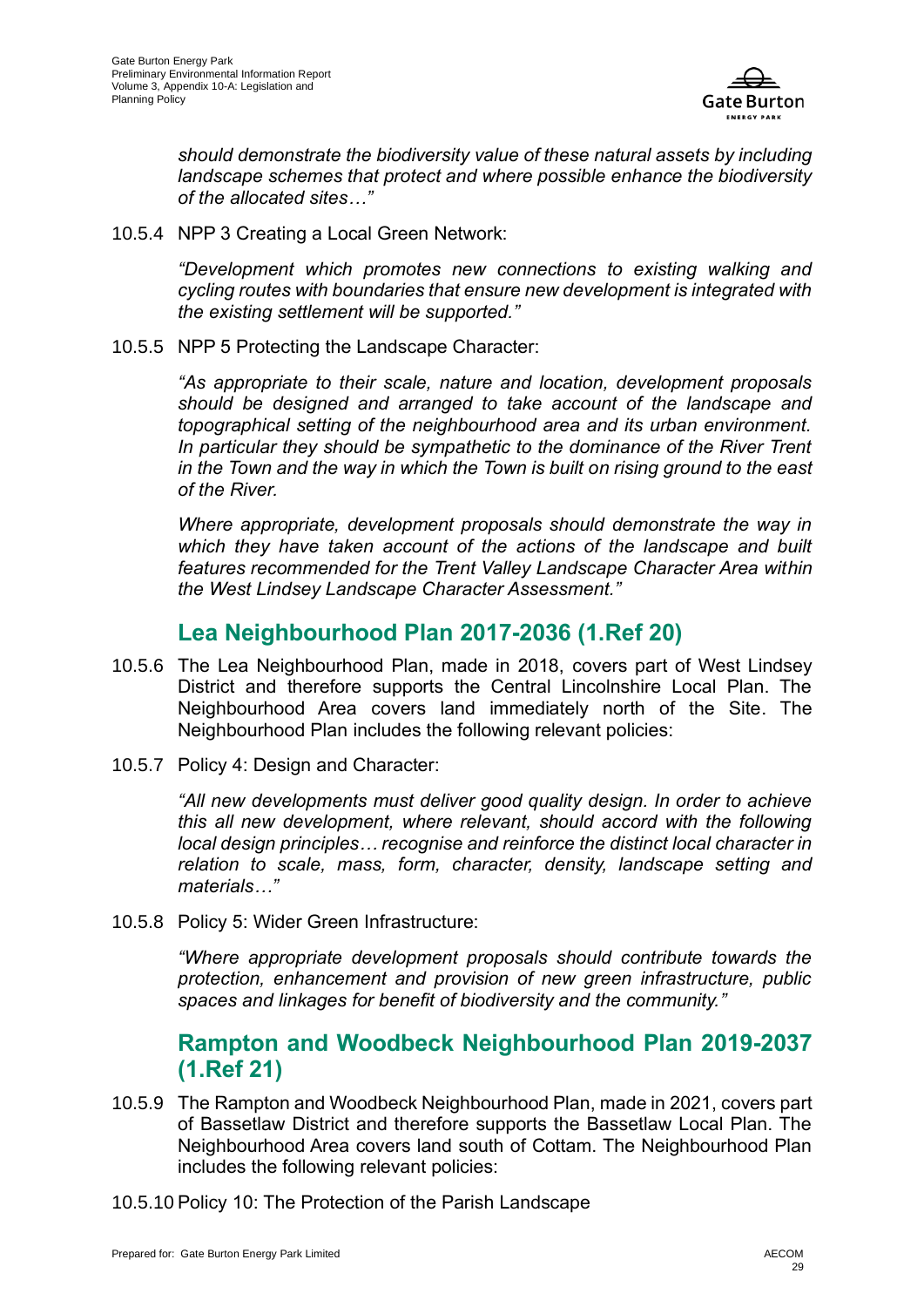*should demonstrate the biodiversity value of these natural assets by including landscape schemes that protect and where possible enhance the biodiversity of the allocated sites…"*

10.5.4 NPP 3 Creating a Local Green Network:

> *"Development which promotes new connections to existing walking and cycling routes with boundaries that ensure new development is integrated with the existing settlement will be supported."*

10.5.5 NPP 5 Protecting the Landscape Character:

> *"As appropriate to their scale, nature and location, development proposals should be designed and arranged to take account of the landscape and topographical setting of the neighbourhood area and its urban environment. In particular they should be sympathetic to the dominance of the River Trent in the Town and the way in which the Town is built on rising ground to the east of the River.*
>
> *Where appropriate, development proposals should demonstrate the way in which they have taken account of the actions of the landscape and built features recommended for the Trent Valley Landscape Character Area within the West Lindsey Landscape Character Assessment."*

## Lea Neighbourhood Plan 2017-2036 (1.Ref 20)

10.5.6 The Lea Neighbourhood Plan, made in 2018, covers part of West Lindsey District and therefore supports the Central Lincolnshire Local Plan. The Neighbourhood Area covers land immediately north of the Site. The Neighbourhood Plan includes the following relevant policies:

10.5.7 Policy 4: Design and Character:

> *"All new developments must deliver good quality design. In order to achieve this all new development, where relevant, should accord with the following local design principles… recognise and reinforce the distinct local character in relation to scale, mass, form, character, density, landscape setting and materials…"*

10.5.8 Policy 5: Wider Green Infrastructure:

> *"Where appropriate development proposals should contribute towards the protection, enhancement and provision of new green infrastructure, public spaces and linkages for benefit of biodiversity and the community."*

## Rampton and Woodbeck Neighbourhood Plan 2019-2037 (1.Ref 21)

10.5.9 The Rampton and Woodbeck Neighbourhood Plan, made in 2021, covers part of Bassetlaw District and therefore supports the Bassetlaw Local Plan. The Neighbourhood Area covers land south of Cottam. The Neighbourhood Plan includes the following relevant policies:

10.5.10 Policy 10: The Protection of the Parish Landscape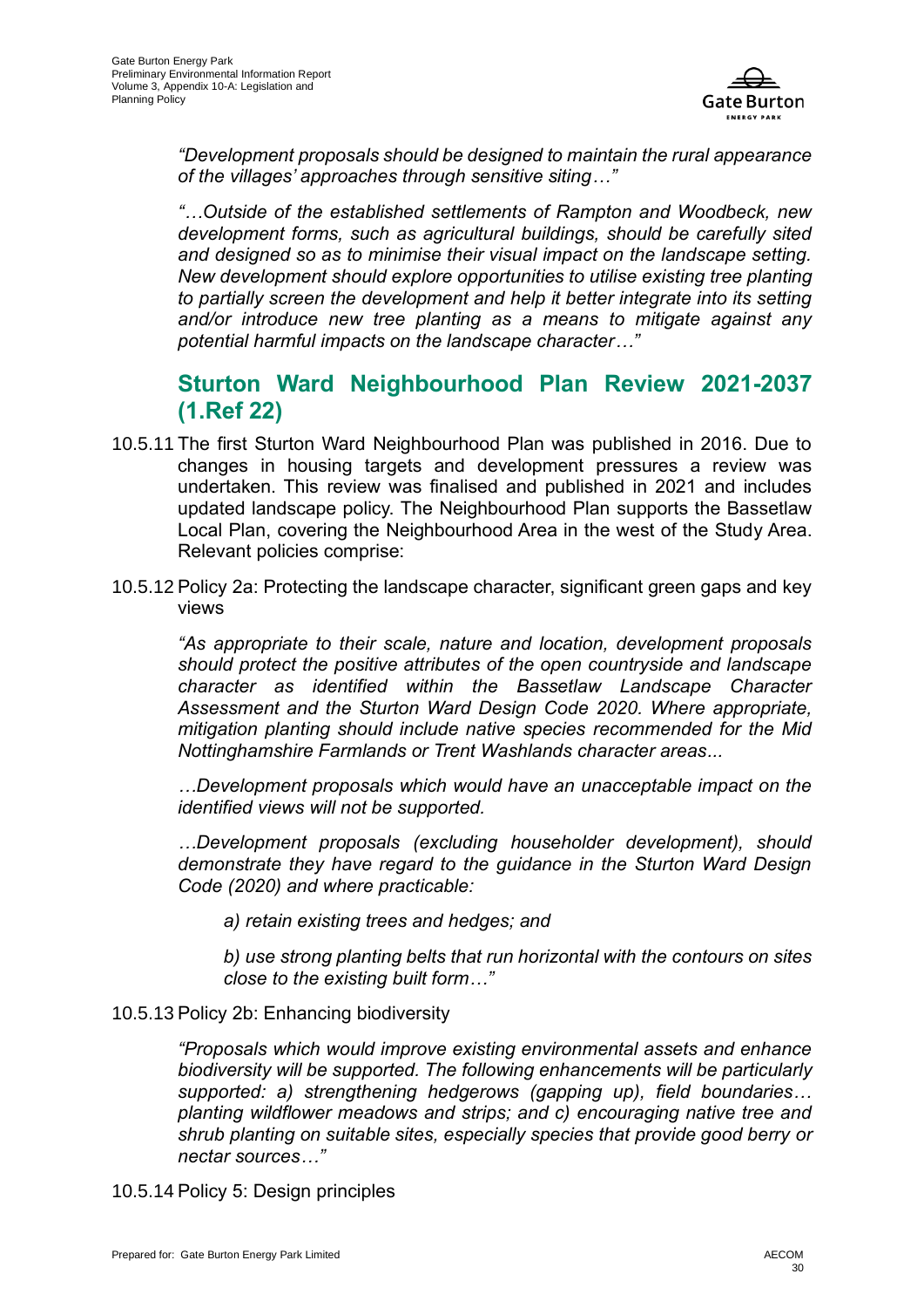*"Development proposals should be designed to maintain the rural appearance of the villages' approaches through sensitive siting…"*

*"…Outside of the established settlements of Rampton and Woodbeck, new development forms, such as agricultural buildings, should be carefully sited and designed so as to minimise their visual impact on the landscape setting. New development should explore opportunities to utilise existing tree planting to partially screen the development and help it better integrate into its setting and/or introduce new tree planting as a means to mitigate against any potential harmful impacts on the landscape character…"*

## Sturton Ward Neighbourhood Plan Review 2021-2037 (1.Ref 22)

10.5.11 The first Sturton Ward Neighbourhood Plan was published in 2016. Due to changes in housing targets and development pressures a review was undertaken. This review was finalised and published in 2021 and includes updated landscape policy. The Neighbourhood Plan supports the Bassetlaw Local Plan, covering the Neighbourhood Area in the west of the Study Area. Relevant policies comprise:

10.5.12 Policy 2a: Protecting the landscape character, significant green gaps and key views

*"As appropriate to their scale, nature and location, development proposals should protect the positive attributes of the open countryside and landscape character as identified within the Bassetlaw Landscape Character Assessment and the Sturton Ward Design Code 2020. Where appropriate, mitigation planting should include native species recommended for the Mid Nottinghamshire Farmlands or Trent Washlands character areas...*

*…Development proposals which would have an unacceptable impact on the identified views will not be supported.*

*…Development proposals (excluding householder development), should demonstrate they have regard to the guidance in the Sturton Ward Design Code (2020) and where practicable:*

*a) retain existing trees and hedges; and*

*b) use strong planting belts that run horizontal with the contours on sites close to the existing built form…"*

10.5.13 Policy 2b: Enhancing biodiversity

*"Proposals which would improve existing environmental assets and enhance biodiversity will be supported. The following enhancements will be particularly supported: a) strengthening hedgerows (gapping up), field boundaries… planting wildflower meadows and strips; and c) encouraging native tree and shrub planting on suitable sites, especially species that provide good berry or nectar sources…"*

10.5.14 Policy 5: Design principles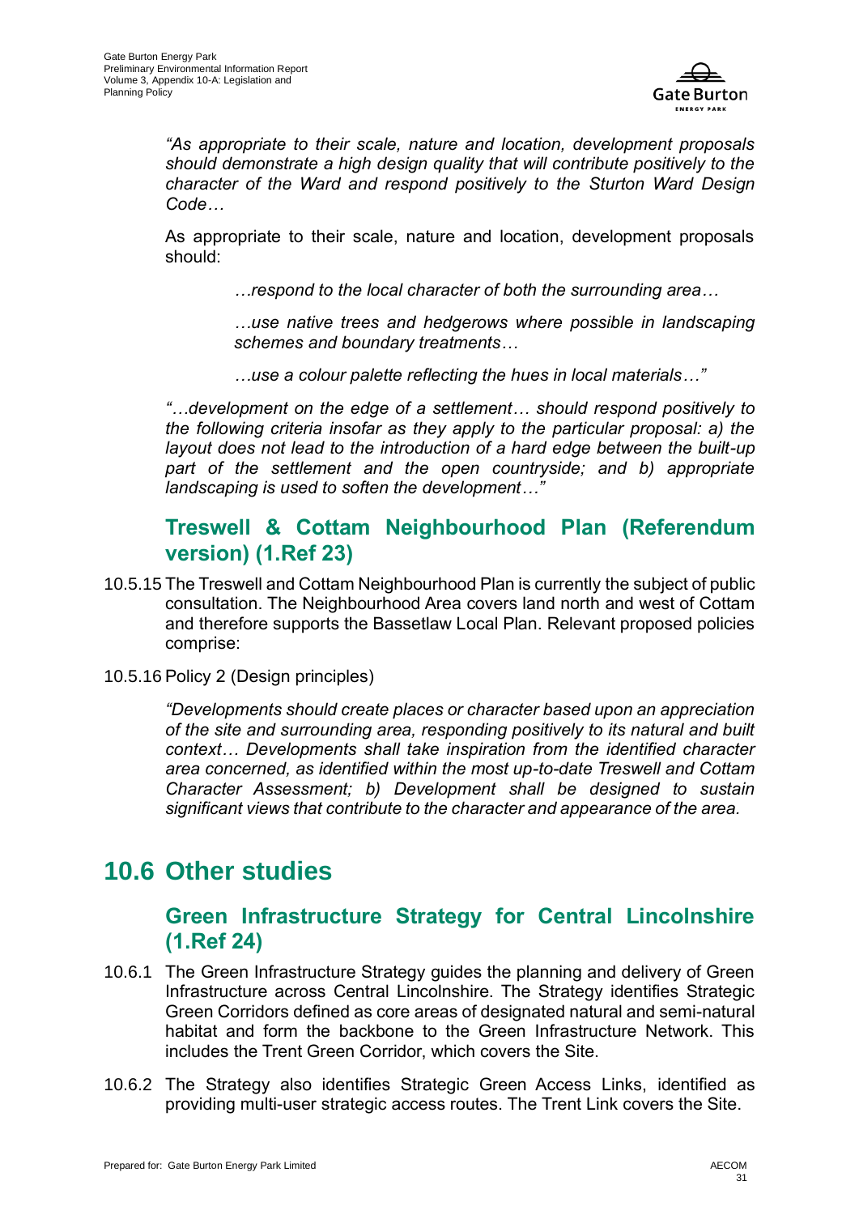*"As appropriate to their scale, nature and location, development proposals should demonstrate a high design quality that will contribute positively to the character of the Ward and respond positively to the Sturton Ward Design Code…*

As appropriate to their scale, nature and location, development proposals should:

> *…respond to the local character of both the surrounding area…*
>
> *…use native trees and hedgerows where possible in landscaping schemes and boundary treatments…*
>
> *…use a colour palette reflecting the hues in local materials…"*

*"…development on the edge of a settlement… should respond positively to the following criteria insofar as they apply to the particular proposal: a) the layout does not lead to the introduction of a hard edge between the built-up part of the settlement and the open countryside; and b) appropriate landscaping is used to soften the development…"*

### Treswell & Cottam Neighbourhood Plan (Referendum version) (1.Ref 23)

10.5.15 The Treswell and Cottam Neighbourhood Plan is currently the subject of public consultation. The Neighbourhood Area covers land north and west of Cottam and therefore supports the Bassetlaw Local Plan. Relevant proposed policies comprise:

10.5.16 Policy 2 (Design principles)

*"Developments should create places or character based upon an appreciation of the site and surrounding area, responding positively to its natural and built context… Developments shall take inspiration from the identified character area concerned, as identified within the most up-to-date Treswell and Cottam Character Assessment; b) Development shall be designed to sustain significant views that contribute to the character and appearance of the area.*

## 10.6 Other studies

### Green Infrastructure Strategy for Central Lincolnshire (1.Ref 24)

10.6.1 The Green Infrastructure Strategy guides the planning and delivery of Green Infrastructure across Central Lincolnshire. The Strategy identifies Strategic Green Corridors defined as core areas of designated natural and semi-natural habitat and form the backbone to the Green Infrastructure Network. This includes the Trent Green Corridor, which covers the Site.

10.6.2 The Strategy also identifies Strategic Green Access Links, identified as providing multi-user strategic access routes. The Trent Link covers the Site.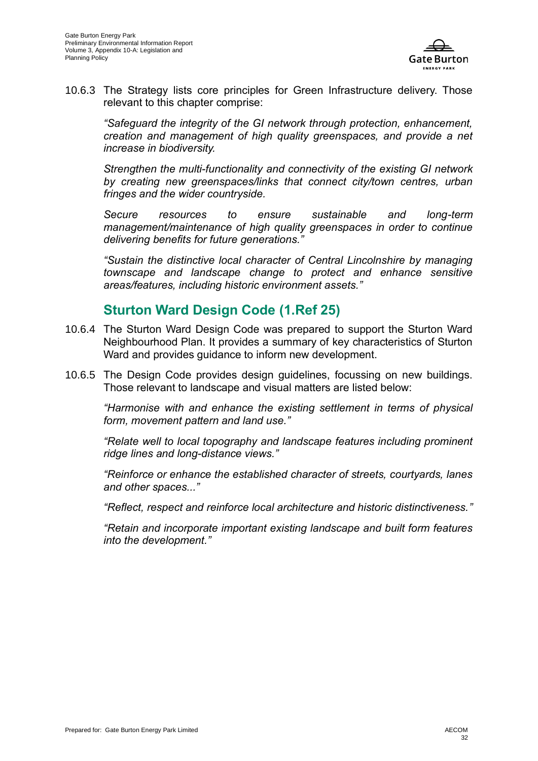10.6.3 The Strategy lists core principles for Green Infrastructure delivery. Those relevant to this chapter comprise:

> *"Safeguard the integrity of the GI network through protection, enhancement, creation and management of high quality greenspaces, and provide a net increase in biodiversity.*
>
> *Strengthen the multi-functionality and connectivity of the existing GI network by creating new greenspaces/links that connect city/town centres, urban fringes and the wider countryside.*
>
> *Secure resources to ensure sustainable and long-term management/maintenance of high quality greenspaces in order to continue delivering benefits for future generations."*
>
> *"Sustain the distinctive local character of Central Lincolnshire by managing townscape and landscape change to protect and enhance sensitive areas/features, including historic environment assets."*

## Sturton Ward Design Code (1.Ref 25)

10.6.4 The Sturton Ward Design Code was prepared to support the Sturton Ward Neighbourhood Plan. It provides a summary of key characteristics of Sturton Ward and provides guidance to inform new development.

10.6.5 The Design Code provides design guidelines, focussing on new buildings. Those relevant to landscape and visual matters are listed below:

> *"Harmonise with and enhance the existing settlement in terms of physical form, movement pattern and land use."*
>
> *"Relate well to local topography and landscape features including prominent ridge lines and long-distance views."*
>
> *"Reinforce or enhance the established character of streets, courtyards, lanes and other spaces..."*
>
> *"Reflect, respect and reinforce local architecture and historic distinctiveness."*
>
> *"Retain and incorporate important existing landscape and built form features into the development."*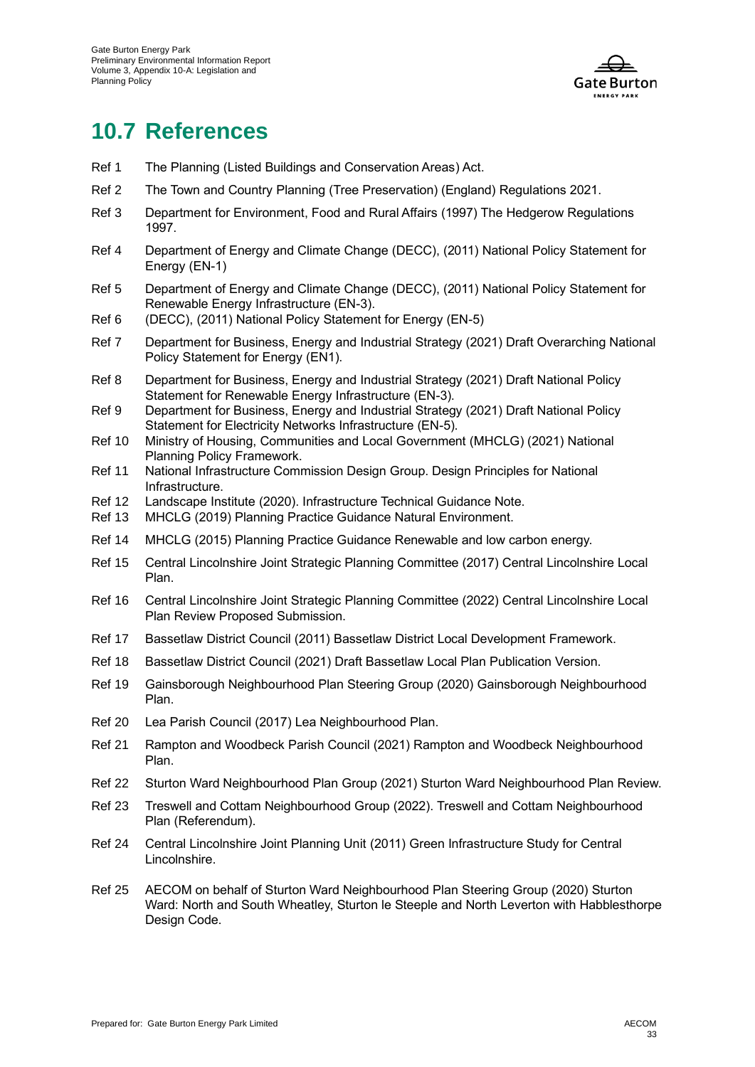## 10.7 References

| | |
|---|---|
| Ref 1 | The Planning (Listed Buildings and Conservation Areas) Act. |
| Ref 2 | The Town and Country Planning (Tree Preservation) (England) Regulations 2021. |
| Ref 3 | Department for Environment, Food and Rural Affairs (1997) The Hedgerow Regulations 1997. |
| Ref 4 | Department of Energy and Climate Change (DECC), (2011) National Policy Statement for Energy (EN-1) |
| Ref 5 | Department of Energy and Climate Change (DECC), (2011) National Policy Statement for Renewable Energy Infrastructure (EN-3). |
| Ref 6 | (DECC), (2011) National Policy Statement for Energy (EN-5) |
| Ref 7 | Department for Business, Energy and Industrial Strategy (2021) Draft Overarching National Policy Statement for Energy (EN1). |
| Ref 8 | Department for Business, Energy and Industrial Strategy (2021) Draft National Policy Statement for Renewable Energy Infrastructure (EN-3). |
| Ref 9 | Department for Business, Energy and Industrial Strategy (2021) Draft National Policy Statement for Electricity Networks Infrastructure (EN-5). |
| Ref 10 | Ministry of Housing, Communities and Local Government (MHCLG) (2021) National Planning Policy Framework. |
| Ref 11 | National Infrastructure Commission Design Group. Design Principles for National Infrastructure. |
| Ref 12 | Landscape Institute (2020). Infrastructure Technical Guidance Note. |
| Ref 13 | MHCLG (2019) Planning Practice Guidance Natural Environment. |
| Ref 14 | MHCLG (2015) Planning Practice Guidance Renewable and low carbon energy. |
| Ref 15 | Central Lincolnshire Joint Strategic Planning Committee (2017) Central Lincolnshire Local Plan. |
| Ref 16 | Central Lincolnshire Joint Strategic Planning Committee (2022) Central Lincolnshire Local Plan Review Proposed Submission. |
| Ref 17 | Bassetlaw District Council (2011) Bassetlaw District Local Development Framework. |
| Ref 18 | Bassetlaw District Council (2021) Draft Bassetlaw Local Plan Publication Version. |
| Ref 19 | Gainsborough Neighbourhood Plan Steering Group (2020) Gainsborough Neighbourhood Plan. |
| Ref 20 | Lea Parish Council (2017) Lea Neighbourhood Plan. |
| Ref 21 | Rampton and Woodbeck Parish Council (2021) Rampton and Woodbeck Neighbourhood Plan. |
| Ref 22 | Sturton Ward Neighbourhood Plan Group (2021) Sturton Ward Neighbourhood Plan Review. |
| Ref 23 | Treswell and Cottam Neighbourhood Group (2022). Treswell and Cottam Neighbourhood Plan (Referendum). |
| Ref 24 | Central Lincolnshire Joint Planning Unit (2011) Green Infrastructure Study for Central Lincolnshire. |
| Ref 25 | AECOM on behalf of Sturton Ward Neighbourhood Plan Steering Group (2020) Sturton Ward: North and South Wheatley, Sturton le Steeple and North Leverton with Habblesthorpe Design Code. |